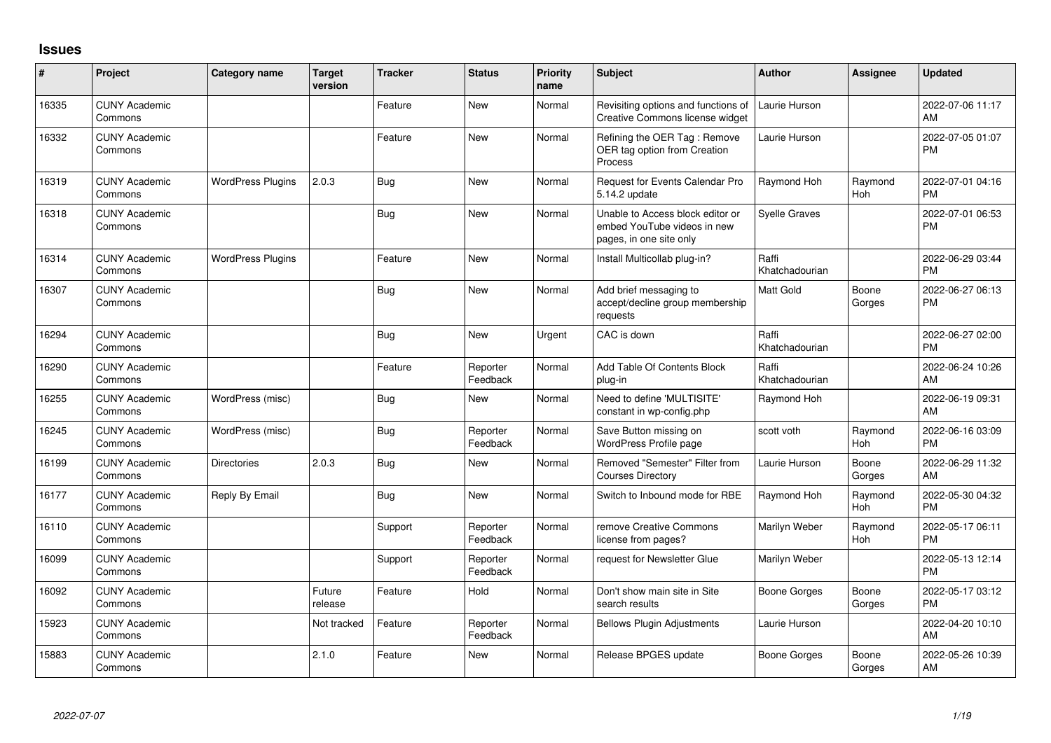## Issues

| # | Project | Category name | Target version | Tracker | Status | Priority name | Subject | Author | Assignee | Updated |
|---|---|---|---|---|---|---|---|---|---|---|
| 16335 | CUNY Academic Commons | | | Feature | New | Normal | Revisiting options and functions of Creative Commons license widget | Laurie Hurson | | 2022-07-06 11:17 AM |
| 16332 | CUNY Academic Commons | | | Feature | New | Normal | Refining the OER Tag : Remove OER tag option from Creation Process | Laurie Hurson | | 2022-07-05 01:07 PM |
| 16319 | CUNY Academic Commons | WordPress Plugins | 2.0.3 | Bug | New | Normal | Request for Events Calendar Pro 5.14.2 update | Raymond Hoh | Raymond Hoh | 2022-07-01 04:16 PM |
| 16318 | CUNY Academic Commons | | | Bug | New | Normal | Unable to Access block editor or embed YouTube videos in new pages, in one site only | Syelle Graves | | 2022-07-01 06:53 PM |
| 16314 | CUNY Academic Commons | WordPress Plugins | | Feature | New | Normal | Install Multicollab plug-in? | Raffi Khatchadourian | | 2022-06-29 03:44 PM |
| 16307 | CUNY Academic Commons | | | Bug | New | Normal | Add brief messaging to accept/decline group membership requests | Matt Gold | Boone Gorges | 2022-06-27 06:13 PM |
| 16294 | CUNY Academic Commons | | | Bug | New | Urgent | CAC is down | Raffi Khatchadourian | | 2022-06-27 02:00 PM |
| 16290 | CUNY Academic Commons | | | Feature | Reporter Feedback | Normal | Add Table Of Contents Block plug-in | Raffi Khatchadourian | | 2022-06-24 10:26 AM |
| 16255 | CUNY Academic Commons | WordPress (misc) | | Bug | New | Normal | Need to define 'MULTISITE' constant in wp-config.php | Raymond Hoh | | 2022-06-19 09:31 AM |
| 16245 | CUNY Academic Commons | WordPress (misc) | | Bug | Reporter Feedback | Normal | Save Button missing on WordPress Profile page | scott voth | Raymond Hoh | 2022-06-16 03:09 PM |
| 16199 | CUNY Academic Commons | Directories | 2.0.3 | Bug | New | Normal | Removed "Semester" Filter from Courses Directory | Laurie Hurson | Boone Gorges | 2022-06-29 11:32 AM |
| 16177 | CUNY Academic Commons | Reply By Email | | Bug | New | Normal | Switch to Inbound mode for RBE | Raymond Hoh | Raymond Hoh | 2022-05-30 04:32 PM |
| 16110 | CUNY Academic Commons | | | Support | Reporter Feedback | Normal | remove Creative Commons license from pages? | Marilyn Weber | Raymond Hoh | 2022-05-17 06:11 PM |
| 16099 | CUNY Academic Commons | | | Support | Reporter Feedback | Normal | request for Newsletter Glue | Marilyn Weber | | 2022-05-13 12:14 PM |
| 16092 | CUNY Academic Commons | | Future release | Feature | Hold | Normal | Don't show main site in Site search results | Boone Gorges | Boone Gorges | 2022-05-17 03:12 PM |
| 15923 | CUNY Academic Commons | | Not tracked | Feature | Reporter Feedback | Normal | Bellows Plugin Adjustments | Laurie Hurson | | 2022-04-20 10:10 AM |
| 15883 | CUNY Academic Commons | | 2.1.0 | Feature | New | Normal | Release BPGES update | Boone Gorges | Boone Gorges | 2022-05-26 10:39 AM |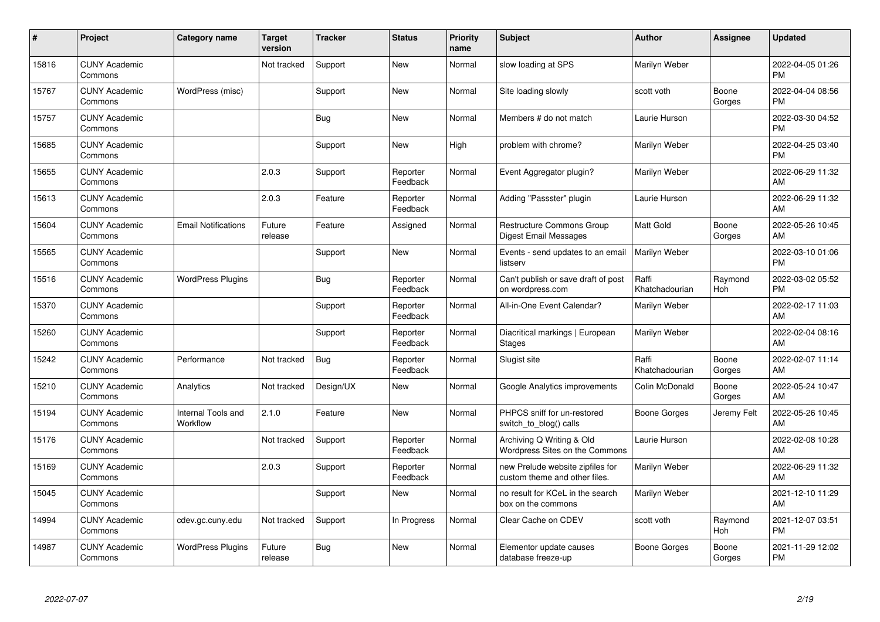| # | Project | Category name | Target version | Tracker | Status | Priority name | Subject | Author | Assignee | Updated |
|---|---|---|---|---|---|---|---|---|---|---|
| 15816 | CUNY Academic Commons | | Not tracked | Support | New | Normal | slow loading at SPS | Marilyn Weber | | 2022-04-05 01:26 PM |
| 15767 | CUNY Academic Commons | WordPress (misc) | | Support | New | Normal | Site loading slowly | scott voth | Boone Gorges | 2022-04-04 08:56 PM |
| 15757 | CUNY Academic Commons | | | Bug | New | Normal | Members # do not match | Laurie Hurson | | 2022-03-30 04:52 PM |
| 15685 | CUNY Academic Commons | | | Support | New | High | problem with chrome? | Marilyn Weber | | 2022-04-25 03:40 PM |
| 15655 | CUNY Academic Commons | | 2.0.3 | Support | Reporter Feedback | Normal | Event Aggregator plugin? | Marilyn Weber | | 2022-06-29 11:32 AM |
| 15613 | CUNY Academic Commons | | 2.0.3 | Feature | Reporter Feedback | Normal | Adding "Passster" plugin | Laurie Hurson | | 2022-06-29 11:32 AM |
| 15604 | CUNY Academic Commons | Email Notifications | Future release | Feature | Assigned | Normal | Restructure Commons Group Digest Email Messages | Matt Gold | Boone Gorges | 2022-05-26 10:45 AM |
| 15565 | CUNY Academic Commons | | | Support | New | Normal | Events - send updates to an email listserv | Marilyn Weber | | 2022-03-10 01:06 PM |
| 15516 | CUNY Academic Commons | WordPress Plugins | | Bug | Reporter Feedback | Normal | Can't publish or save draft of post on wordpress.com | Raffi Khatchadourian | Raymond Hoh | 2022-03-02 05:52 PM |
| 15370 | CUNY Academic Commons | | | Support | Reporter Feedback | Normal | All-in-One Event Calendar? | Marilyn Weber | | 2022-02-17 11:03 AM |
| 15260 | CUNY Academic Commons | | | Support | Reporter Feedback | Normal | Diacritical markings \| European Stages | Marilyn Weber | | 2022-02-04 08:16 AM |
| 15242 | CUNY Academic Commons | Performance | Not tracked | Bug | Reporter Feedback | Normal | Slugist site | Raffi Khatchadourian | Boone Gorges | 2022-02-07 11:14 AM |
| 15210 | CUNY Academic Commons | Analytics | Not tracked | Design/UX | New | Normal | Google Analytics improvements | Colin McDonald | Boone Gorges | 2022-05-24 10:47 AM |
| 15194 | CUNY Academic Commons | Internal Tools and Workflow | 2.1.0 | Feature | New | Normal | PHPCS sniff for un-restored switch_to_blog() calls | Boone Gorges | Jeremy Felt | 2022-05-26 10:45 AM |
| 15176 | CUNY Academic Commons | | Not tracked | Support | Reporter Feedback | Normal | Archiving Q Writing & Old Wordpress Sites on the Commons | Laurie Hurson | | 2022-02-08 10:28 AM |
| 15169 | CUNY Academic Commons | | 2.0.3 | Support | Reporter Feedback | Normal | new Prelude website zipfiles for custom theme and other files. | Marilyn Weber | | 2022-06-29 11:32 AM |
| 15045 | CUNY Academic Commons | | | Support | New | Normal | no result for KCeL in the search box on the commons | Marilyn Weber | | 2021-12-10 11:29 AM |
| 14994 | CUNY Academic Commons | cdev.gc.cuny.edu | Not tracked | Support | In Progress | Normal | Clear Cache on CDEV | scott voth | Raymond Hoh | 2021-12-07 03:51 PM |
| 14987 | CUNY Academic Commons | WordPress Plugins | Future release | Bug | New | Normal | Elementor update causes database freeze-up | Boone Gorges | Boone Gorges | 2021-11-29 12:02 PM |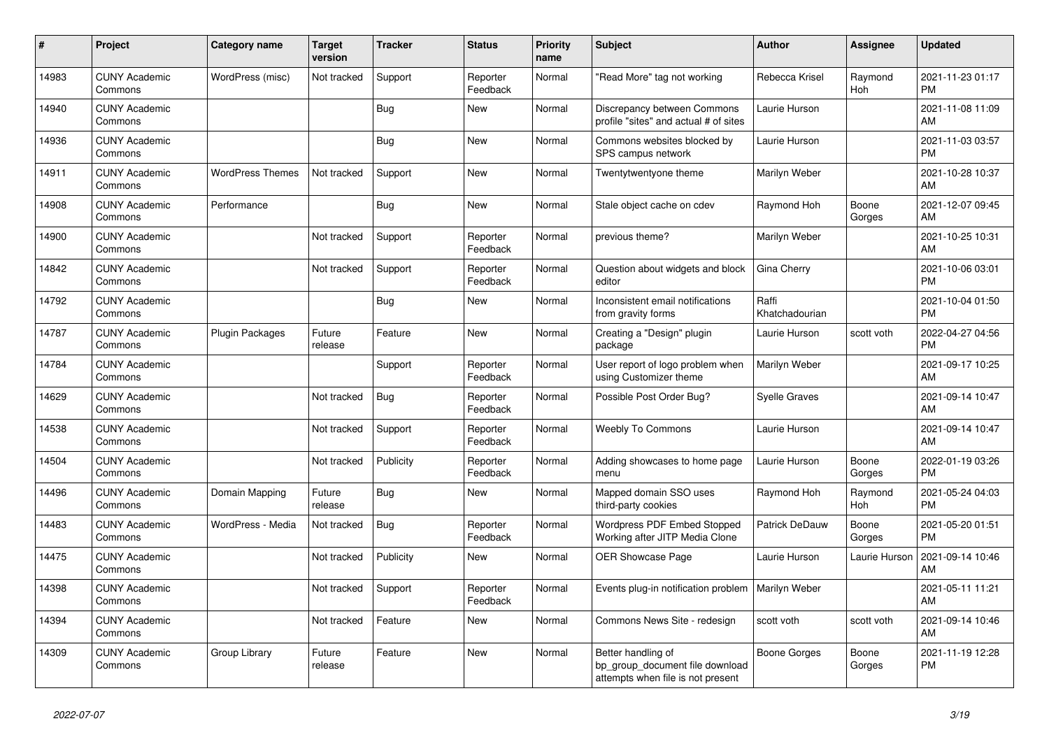| # | Project | Category name | Target version | Tracker | Status | Priority name | Subject | Author | Assignee | Updated |
|---|---|---|---|---|---|---|---|---|---|---|
| 14983 | CUNY Academic Commons | WordPress (misc) | Not tracked | Support | Reporter Feedback | Normal | "Read More" tag not working | Rebecca Krisel | Raymond Hoh | 2021-11-23 01:17 PM |
| 14940 | CUNY Academic Commons | | | Bug | New | Normal | Discrepancy between Commons profile "sites" and actual # of sites | Laurie Hurson | | 2021-11-08 11:09 AM |
| 14936 | CUNY Academic Commons | | | Bug | New | Normal | Commons websites blocked by SPS campus network | Laurie Hurson | | 2021-11-03 03:57 PM |
| 14911 | CUNY Academic Commons | WordPress Themes | Not tracked | Support | New | Normal | Twentytwentyone theme | Marilyn Weber | | 2021-10-28 10:37 AM |
| 14908 | CUNY Academic Commons | Performance | | Bug | New | Normal | Stale object cache on cdev | Raymond Hoh | Boone Gorges | 2021-12-07 09:45 AM |
| 14900 | CUNY Academic Commons | | Not tracked | Support | Reporter Feedback | Normal | previous theme? | Marilyn Weber | | 2021-10-25 10:31 AM |
| 14842 | CUNY Academic Commons | | Not tracked | Support | Reporter Feedback | Normal | Question about widgets and block editor | Gina Cherry | | 2021-10-06 03:01 PM |
| 14792 | CUNY Academic Commons | | | Bug | New | Normal | Inconsistent email notifications from gravity forms | Raffi Khatchadourian | | 2021-10-04 01:50 PM |
| 14787 | CUNY Academic Commons | Plugin Packages | Future release | Feature | New | Normal | Creating a "Design" plugin package | Laurie Hurson | scott voth | 2022-04-27 04:56 PM |
| 14784 | CUNY Academic Commons | | | Support | Reporter Feedback | Normal | User report of logo problem when using Customizer theme | Marilyn Weber | | 2021-09-17 10:25 AM |
| 14629 | CUNY Academic Commons | | Not tracked | Bug | Reporter Feedback | Normal | Possible Post Order Bug? | Syelle Graves | | 2021-09-14 10:47 AM |
| 14538 | CUNY Academic Commons | | Not tracked | Support | Reporter Feedback | Normal | Weebly To Commons | Laurie Hurson | | 2021-09-14 10:47 AM |
| 14504 | CUNY Academic Commons | | Not tracked | Publicity | Reporter Feedback | Normal | Adding showcases to home page menu | Laurie Hurson | Boone Gorges | 2022-01-19 03:26 PM |
| 14496 | CUNY Academic Commons | Domain Mapping | Future release | Bug | New | Normal | Mapped domain SSO uses third-party cookies | Raymond Hoh | Raymond Hoh | 2021-05-24 04:03 PM |
| 14483 | CUNY Academic Commons | WordPress - Media | Not tracked | Bug | Reporter Feedback | Normal | Wordpress PDF Embed Stopped Working after JITP Media Clone | Patrick DeDauw | Boone Gorges | 2021-05-20 01:51 PM |
| 14475 | CUNY Academic Commons | | Not tracked | Publicity | New | Normal | OER Showcase Page | Laurie Hurson | Laurie Hurson | 2021-09-14 10:46 AM |
| 14398 | CUNY Academic Commons | | Not tracked | Support | Reporter Feedback | Normal | Events plug-in notification problem | Marilyn Weber | | 2021-05-11 11:21 AM |
| 14394 | CUNY Academic Commons | | Not tracked | Feature | New | Normal | Commons News Site - redesign | scott voth | scott voth | 2021-09-14 10:46 AM |
| 14309 | CUNY Academic Commons | Group Library | Future release | Feature | New | Normal | Better handling of bp_group_document file download attempts when file is not present | Boone Gorges | Boone Gorges | 2021-11-19 12:28 PM |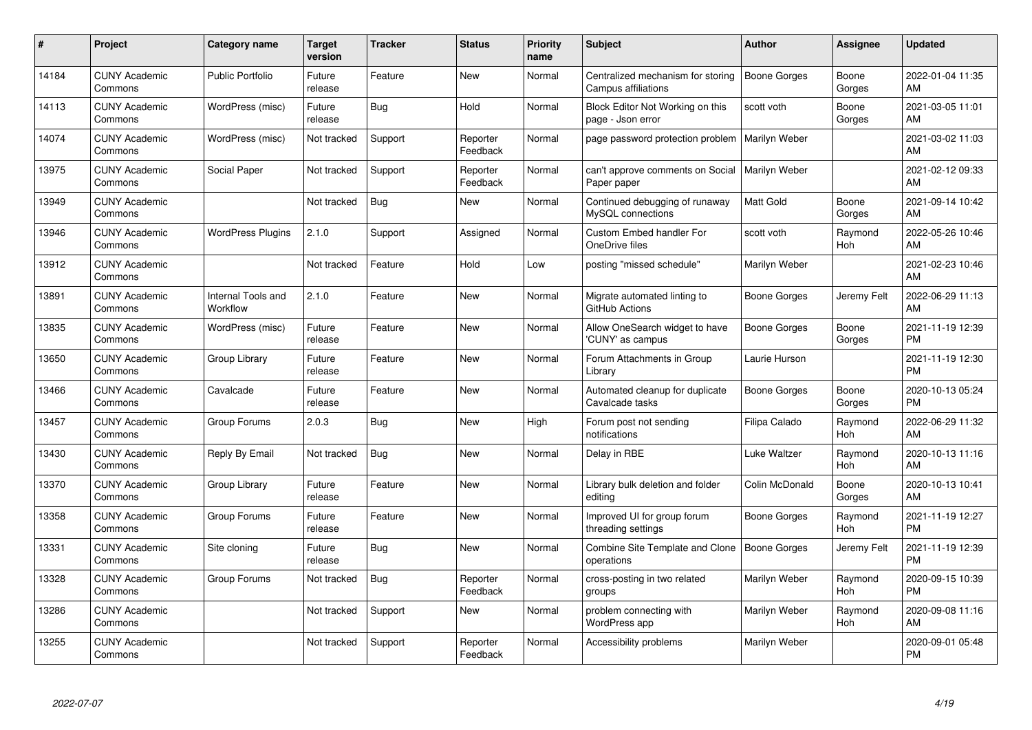| # | Project | Category name | Target version | Tracker | Status | Priority name | Subject | Author | Assignee | Updated |
|---|---|---|---|---|---|---|---|---|---|---|
| 14184 | CUNY Academic Commons | Public Portfolio | Future release | Feature | New | Normal | Centralized mechanism for storing Campus affiliations | Boone Gorges | Boone Gorges | 2022-01-04 11:35 AM |
| 14113 | CUNY Academic Commons | WordPress (misc) | Future release | Bug | Hold | Normal | Block Editor Not Working on this page - Json error | scott voth | Boone Gorges | 2021-03-05 11:01 AM |
| 14074 | CUNY Academic Commons | WordPress (misc) | Not tracked | Support | Reporter Feedback | Normal | page password protection problem | Marilyn Weber | | 2021-03-02 11:03 AM |
| 13975 | CUNY Academic Commons | Social Paper | Not tracked | Support | Reporter Feedback | Normal | can't approve comments on Social Paper paper | Marilyn Weber | | 2021-02-12 09:33 AM |
| 13949 | CUNY Academic Commons | | Not tracked | Bug | New | Normal | Continued debugging of runaway MySQL connections | Matt Gold | Boone Gorges | 2021-09-14 10:42 AM |
| 13946 | CUNY Academic Commons | WordPress Plugins | 2.1.0 | Support | Assigned | Normal | Custom Embed handler For OneDrive files | scott voth | Raymond Hoh | 2022-05-26 10:46 AM |
| 13912 | CUNY Academic Commons | | Not tracked | Feature | Hold | Low | posting "missed schedule" | Marilyn Weber | | 2021-02-23 10:46 AM |
| 13891 | CUNY Academic Commons | Internal Tools and Workflow | 2.1.0 | Feature | New | Normal | Migrate automated linting to GitHub Actions | Boone Gorges | Jeremy Felt | 2022-06-29 11:13 AM |
| 13835 | CUNY Academic Commons | WordPress (misc) | Future release | Feature | New | Normal | Allow OneSearch widget to have 'CUNY' as campus | Boone Gorges | Boone Gorges | 2021-11-19 12:39 PM |
| 13650 | CUNY Academic Commons | Group Library | Future release | Feature | New | Normal | Forum Attachments in Group Library | Laurie Hurson | | 2021-11-19 12:30 PM |
| 13466 | CUNY Academic Commons | Cavalcade | Future release | Feature | New | Normal | Automated cleanup for duplicate Cavalcade tasks | Boone Gorges | Boone Gorges | 2020-10-13 05:24 PM |
| 13457 | CUNY Academic Commons | Group Forums | 2.0.3 | Bug | New | High | Forum post not sending notifications | Filipa Calado | Raymond Hoh | 2022-06-29 11:32 AM |
| 13430 | CUNY Academic Commons | Reply By Email | Not tracked | Bug | New | Normal | Delay in RBE | Luke Waltzer | Raymond Hoh | 2020-10-13 11:16 AM |
| 13370 | CUNY Academic Commons | Group Library | Future release | Feature | New | Normal | Library bulk deletion and folder editing | Colin McDonald | Boone Gorges | 2020-10-13 10:41 AM |
| 13358 | CUNY Academic Commons | Group Forums | Future release | Feature | New | Normal | Improved UI for group forum threading settings | Boone Gorges | Raymond Hoh | 2021-11-19 12:27 PM |
| 13331 | CUNY Academic Commons | Site cloning | Future release | Bug | New | Normal | Combine Site Template and Clone operations | Boone Gorges | Jeremy Felt | 2021-11-19 12:39 PM |
| 13328 | CUNY Academic Commons | Group Forums | Not tracked | Bug | Reporter Feedback | Normal | cross-posting in two related groups | Marilyn Weber | Raymond Hoh | 2020-09-15 10:39 PM |
| 13286 | CUNY Academic Commons | | Not tracked | Support | New | Normal | problem connecting with WordPress app | Marilyn Weber | Raymond Hoh | 2020-09-08 11:16 AM |
| 13255 | CUNY Academic Commons | | Not tracked | Support | Reporter Feedback | Normal | Accessibility problems | Marilyn Weber | | 2020-09-01 05:48 PM |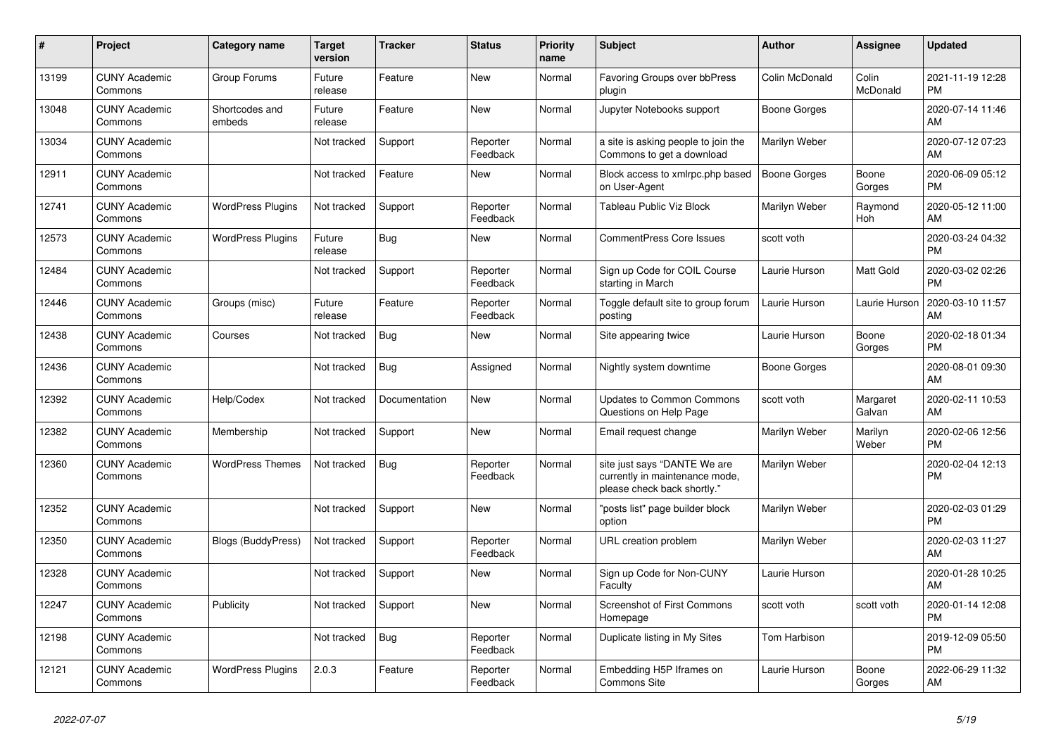| # | Project | Category name | Target version | Tracker | Status | Priority name | Subject | Author | Assignee | Updated |
|---|---|---|---|---|---|---|---|---|---|---|
| 13199 | CUNY Academic Commons | Group Forums | Future release | Feature | New | Normal | Favoring Groups over bbPress plugin | Colin McDonald | Colin McDonald | 2021-11-19 12:28 PM |
| 13048 | CUNY Academic Commons | Shortcodes and embeds | Future release | Feature | New | Normal | Jupyter Notebooks support | Boone Gorges | | 2020-07-14 11:46 AM |
| 13034 | CUNY Academic Commons | | Not tracked | Support | Reporter Feedback | Normal | a site is asking people to join the Commons to get a download | Marilyn Weber | | 2020-07-12 07:23 AM |
| 12911 | CUNY Academic Commons | | Not tracked | Feature | New | Normal | Block access to xmlrpc.php based on User-Agent | Boone Gorges | Boone Gorges | 2020-06-09 05:12 PM |
| 12741 | CUNY Academic Commons | WordPress Plugins | Not tracked | Support | Reporter Feedback | Normal | Tableau Public Viz Block | Marilyn Weber | Raymond Hoh | 2020-05-12 11:00 AM |
| 12573 | CUNY Academic Commons | WordPress Plugins | Future release | Bug | New | Normal | CommentPress Core Issues | scott voth | | 2020-03-24 04:32 PM |
| 12484 | CUNY Academic Commons | | Not tracked | Support | Reporter Feedback | Normal | Sign up Code for COIL Course starting in March | Laurie Hurson | Matt Gold | 2020-03-02 02:26 PM |
| 12446 | CUNY Academic Commons | Groups (misc) | Future release | Feature | Reporter Feedback | Normal | Toggle default site to group forum posting | Laurie Hurson | Laurie Hurson | 2020-03-10 11:57 AM |
| 12438 | CUNY Academic Commons | Courses | Not tracked | Bug | New | Normal | Site appearing twice | Laurie Hurson | Boone Gorges | 2020-02-18 01:34 PM |
| 12436 | CUNY Academic Commons | | Not tracked | Bug | Assigned | Normal | Nightly system downtime | Boone Gorges | | 2020-08-01 09:30 AM |
| 12392 | CUNY Academic Commons | Help/Codex | Not tracked | Documentation | New | Normal | Updates to Common Commons Questions on Help Page | scott voth | Margaret Galvan | 2020-02-11 10:53 AM |
| 12382 | CUNY Academic Commons | Membership | Not tracked | Support | New | Normal | Email request change | Marilyn Weber | Marilyn Weber | 2020-02-06 12:56 PM |
| 12360 | CUNY Academic Commons | WordPress Themes | Not tracked | Bug | Reporter Feedback | Normal | site just says "DANTE We are currently in maintenance mode, please check back shortly." | Marilyn Weber | | 2020-02-04 12:13 PM |
| 12352 | CUNY Academic Commons | | Not tracked | Support | New | Normal | "posts list" page builder block option | Marilyn Weber | | 2020-02-03 01:29 PM |
| 12350 | CUNY Academic Commons | Blogs (BuddyPress) | Not tracked | Support | Reporter Feedback | Normal | URL creation problem | Marilyn Weber | | 2020-02-03 11:27 AM |
| 12328 | CUNY Academic Commons | | Not tracked | Support | New | Normal | Sign up Code for Non-CUNY Faculty | Laurie Hurson | | 2020-01-28 10:25 AM |
| 12247 | CUNY Academic Commons | Publicity | Not tracked | Support | New | Normal | Screenshot of First Commons Homepage | scott voth | scott voth | 2020-01-14 12:08 PM |
| 12198 | CUNY Academic Commons | | Not tracked | Bug | Reporter Feedback | Normal | Duplicate listing in My Sites | Tom Harbison | | 2019-12-09 05:50 PM |
| 12121 | CUNY Academic Commons | WordPress Plugins | 2.0.3 | Feature | Reporter Feedback | Normal | Embedding H5P Iframes on Commons Site | Laurie Hurson | Boone Gorges | 2022-06-29 11:32 AM |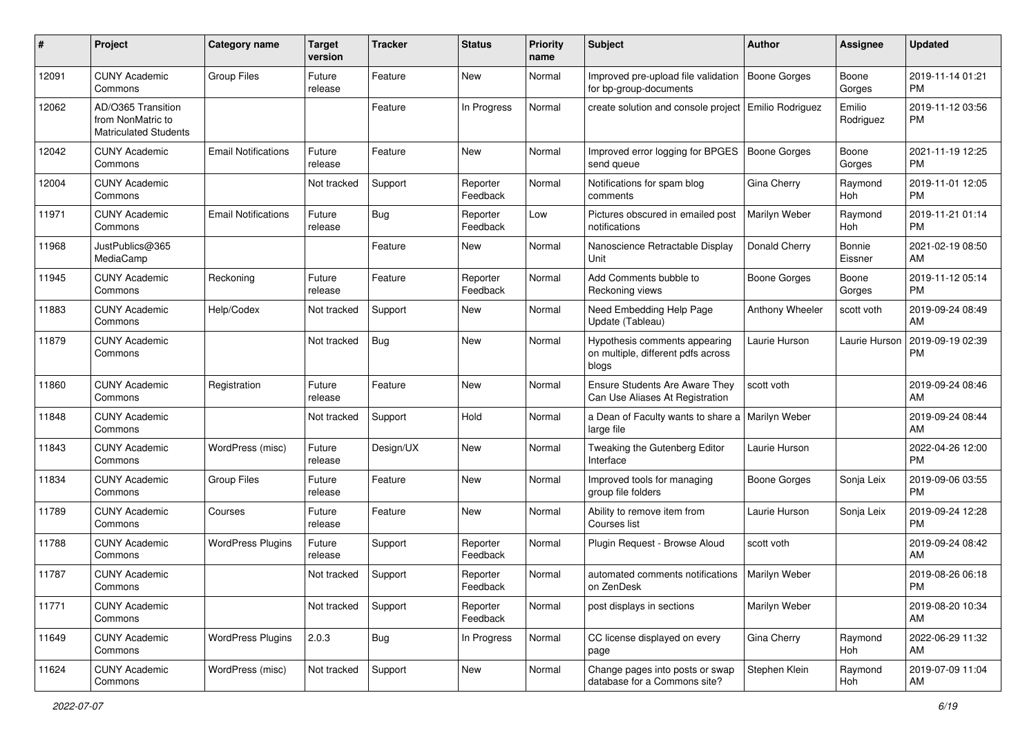| # | Project | Category name | Target version | Tracker | Status | Priority name | Subject | Author | Assignee | Updated |
|---|---|---|---|---|---|---|---|---|---|---|
| 12091 | CUNY Academic Commons | Group Files | Future release | Feature | New | Normal | Improved pre-upload file validation for bp-group-documents | Boone Gorges | Boone Gorges | 2019-11-14 01:21 PM |
| 12062 | AD/O365 Transition from NonMatric to Matriculated Students | | | Feature | In Progress | Normal | create solution and console project | Emilio Rodriguez | Emilio Rodriguez | 2019-11-12 03:56 PM |
| 12042 | CUNY Academic Commons | Email Notifications | Future release | Feature | New | Normal | Improved error logging for BPGES send queue | Boone Gorges | Boone Gorges | 2021-11-19 12:25 PM |
| 12004 | CUNY Academic Commons | | Not tracked | Support | Reporter Feedback | Normal | Notifications for spam blog comments | Gina Cherry | Raymond Hoh | 2019-11-01 12:05 PM |
| 11971 | CUNY Academic Commons | Email Notifications | Future release | Bug | Reporter Feedback | Low | Pictures obscured in emailed post notifications | Marilyn Weber | Raymond Hoh | 2019-11-21 01:14 PM |
| 11968 | JustPublics@365 MediaCamp | | | Feature | New | Normal | Nanoscience Retractable Display Unit | Donald Cherry | Bonnie Eissner | 2021-02-19 08:50 AM |
| 11945 | CUNY Academic Commons | Reckoning | Future release | Feature | Reporter Feedback | Normal | Add Comments bubble to Reckoning views | Boone Gorges | Boone Gorges | 2019-11-12 05:14 PM |
| 11883 | CUNY Academic Commons | Help/Codex | Not tracked | Support | New | Normal | Need Embedding Help Page Update (Tableau) | Anthony Wheeler | scott voth | 2019-09-24 08:49 AM |
| 11879 | CUNY Academic Commons | | Not tracked | Bug | New | Normal | Hypothesis comments appearing on multiple, different pdfs across blogs | Laurie Hurson | Laurie Hurson | 2019-09-19 02:39 PM |
| 11860 | CUNY Academic Commons | Registration | Future release | Feature | New | Normal | Ensure Students Are Aware They Can Use Aliases At Registration | scott voth | | 2019-09-24 08:46 AM |
| 11848 | CUNY Academic Commons | | Not tracked | Support | Hold | Normal | a Dean of Faculty wants to share a large file | Marilyn Weber | | 2019-09-24 08:44 AM |
| 11843 | CUNY Academic Commons | WordPress (misc) | Future release | Design/UX | New | Normal | Tweaking the Gutenberg Editor Interface | Laurie Hurson | | 2022-04-26 12:00 PM |
| 11834 | CUNY Academic Commons | Group Files | Future release | Feature | New | Normal | Improved tools for managing group file folders | Boone Gorges | Sonja Leix | 2019-09-06 03:55 PM |
| 11789 | CUNY Academic Commons | Courses | Future release | Feature | New | Normal | Ability to remove item from Courses list | Laurie Hurson | Sonja Leix | 2019-09-24 12:28 PM |
| 11788 | CUNY Academic Commons | WordPress Plugins | Future release | Support | Reporter Feedback | Normal | Plugin Request - Browse Aloud | scott voth | | 2019-09-24 08:42 AM |
| 11787 | CUNY Academic Commons | | Not tracked | Support | Reporter Feedback | Normal | automated comments notifications on ZenDesk | Marilyn Weber | | 2019-08-26 06:18 PM |
| 11771 | CUNY Academic Commons | | Not tracked | Support | Reporter Feedback | Normal | post displays in sections | Marilyn Weber | | 2019-08-20 10:34 AM |
| 11649 | CUNY Academic Commons | WordPress Plugins | 2.0.3 | Bug | In Progress | Normal | CC license displayed on every page | Gina Cherry | Raymond Hoh | 2022-06-29 11:32 AM |
| 11624 | CUNY Academic Commons | WordPress (misc) | Not tracked | Support | New | Normal | Change pages into posts or swap database for a Commons site? | Stephen Klein | Raymond Hoh | 2019-07-09 11:04 AM |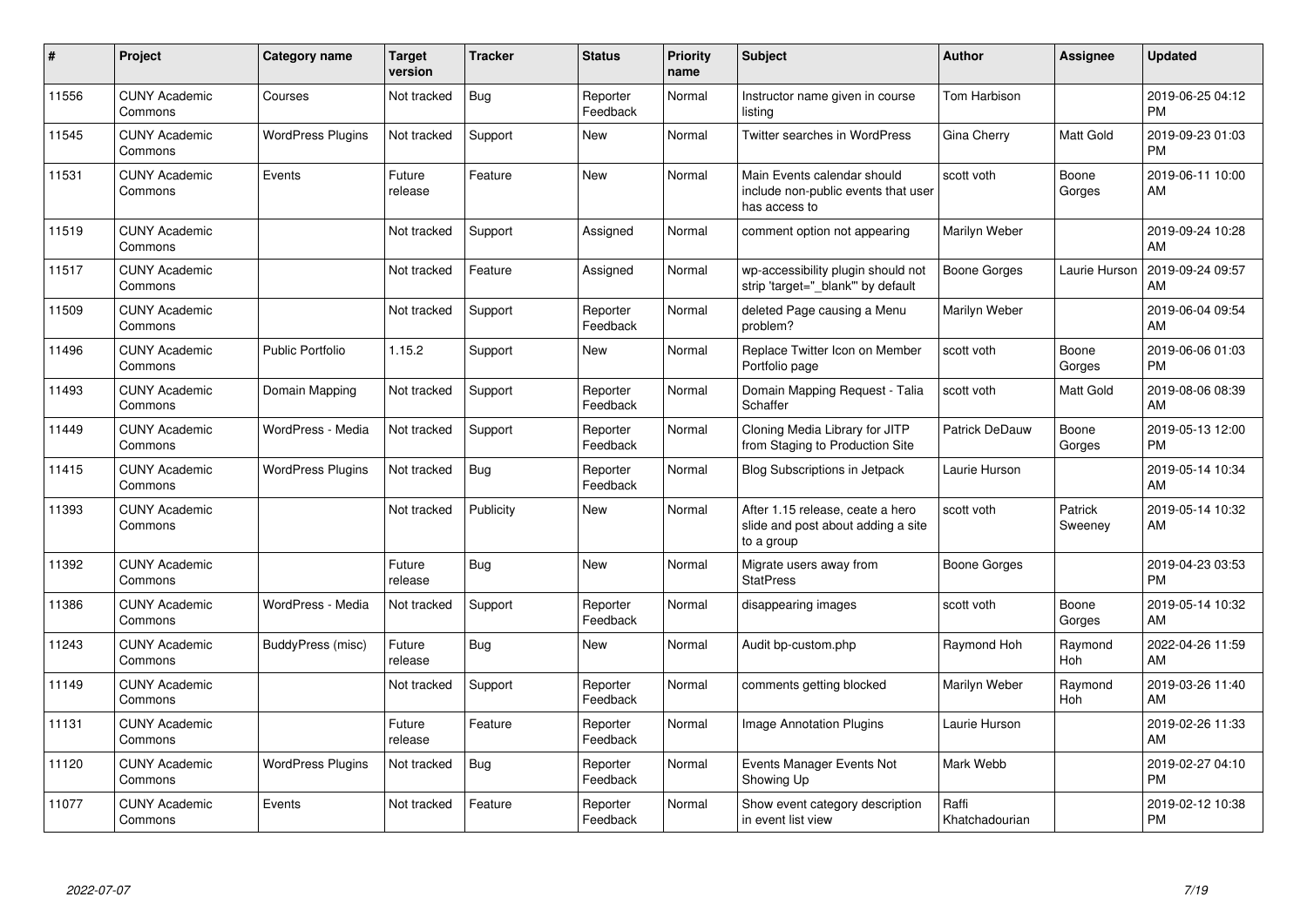| # | Project | Category name | Target version | Tracker | Status | Priority name | Subject | Author | Assignee | Updated |
|---|---|---|---|---|---|---|---|---|---|---|
| 11556 | CUNY Academic Commons | Courses | Not tracked | Bug | Reporter Feedback | Normal | Instructor name given in course listing | Tom Harbison | | 2019-06-25 04:12 PM |
| 11545 | CUNY Academic Commons | WordPress Plugins | Not tracked | Support | New | Normal | Twitter searches in WordPress | Gina Cherry | Matt Gold | 2019-09-23 01:03 PM |
| 11531 | CUNY Academic Commons | Events | Future release | Feature | New | Normal | Main Events calendar should include non-public events that user has access to | scott voth | Boone Gorges | 2019-06-11 10:00 AM |
| 11519 | CUNY Academic Commons | | Not tracked | Support | Assigned | Normal | comment option not appearing | Marilyn Weber | | 2019-09-24 10:28 AM |
| 11517 | CUNY Academic Commons | | Not tracked | Feature | Assigned | Normal | wp-accessibility plugin should not strip 'target="_blank"' by default | Boone Gorges | Laurie Hurson | 2019-09-24 09:57 AM |
| 11509 | CUNY Academic Commons | | Not tracked | Support | Reporter Feedback | Normal | deleted Page causing a Menu problem? | Marilyn Weber | | 2019-06-04 09:54 AM |
| 11496 | CUNY Academic Commons | Public Portfolio | 1.15.2 | Support | New | Normal | Replace Twitter Icon on Member Portfolio page | scott voth | Boone Gorges | 2019-06-06 01:03 PM |
| 11493 | CUNY Academic Commons | Domain Mapping | Not tracked | Support | Reporter Feedback | Normal | Domain Mapping Request - Talia Schaffer | scott voth | Matt Gold | 2019-08-06 08:39 AM |
| 11449 | CUNY Academic Commons | WordPress - Media | Not tracked | Support | Reporter Feedback | Normal | Cloning Media Library for JITP from Staging to Production Site | Patrick DeDauw | Boone Gorges | 2019-05-13 12:00 PM |
| 11415 | CUNY Academic Commons | WordPress Plugins | Not tracked | Bug | Reporter Feedback | Normal | Blog Subscriptions in Jetpack | Laurie Hurson | | 2019-05-14 10:34 AM |
| 11393 | CUNY Academic Commons | | Not tracked | Publicity | New | Normal | After 1.15 release, ceate a hero slide and post about adding a site to a group | scott voth | Patrick Sweeney | 2019-05-14 10:32 AM |
| 11392 | CUNY Academic Commons | | Future release | Bug | New | Normal | Migrate users away from StatPress | Boone Gorges | | 2019-04-23 03:53 PM |
| 11386 | CUNY Academic Commons | WordPress - Media | Not tracked | Support | Reporter Feedback | Normal | disappearing images | scott voth | Boone Gorges | 2019-05-14 10:32 AM |
| 11243 | CUNY Academic Commons | BuddyPress (misc) | Future release | Bug | New | Normal | Audit bp-custom.php | Raymond Hoh | Raymond Hoh | 2022-04-26 11:59 AM |
| 11149 | CUNY Academic Commons | | Not tracked | Support | Reporter Feedback | Normal | comments getting blocked | Marilyn Weber | Raymond Hoh | 2019-03-26 11:40 AM |
| 11131 | CUNY Academic Commons | | Future release | Feature | Reporter Feedback | Normal | Image Annotation Plugins | Laurie Hurson | | 2019-02-26 11:33 AM |
| 11120 | CUNY Academic Commons | WordPress Plugins | Not tracked | Bug | Reporter Feedback | Normal | Events Manager Events Not Showing Up | Mark Webb | | 2019-02-27 04:10 PM |
| 11077 | CUNY Academic Commons | Events | Not tracked | Feature | Reporter Feedback | Normal | Show event category description in event list view | Raffi Khatchadourian | | 2019-02-12 10:38 PM |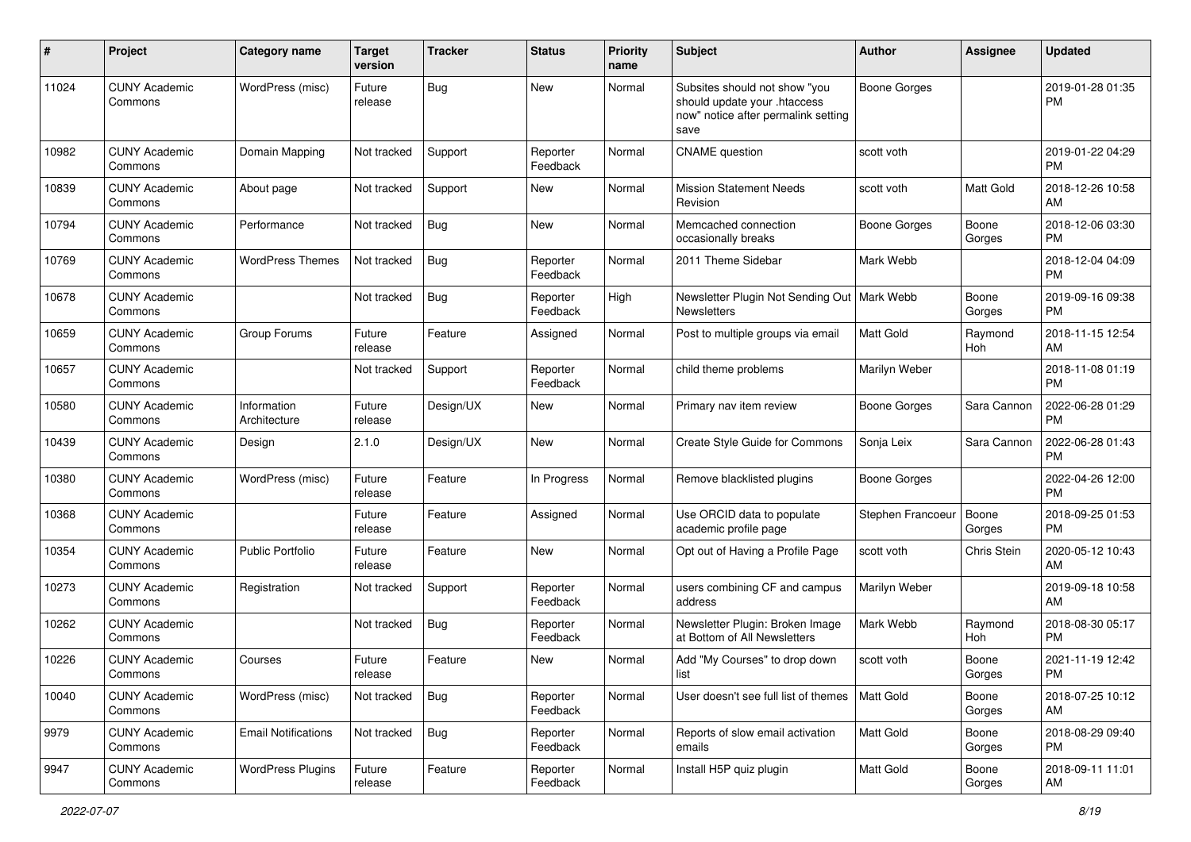| # | Project | Category name | Target version | Tracker | Status | Priority name | Subject | Author | Assignee | Updated |
|---|---|---|---|---|---|---|---|---|---|---|
| 11024 | CUNY Academic Commons | WordPress (misc) | Future release | Bug | New | Normal | Subsites should not show "you should update your .htaccess now" notice after permalink setting save | Boone Gorges | | 2019-01-28 01:35 PM |
| 10982 | CUNY Academic Commons | Domain Mapping | Not tracked | Support | Reporter Feedback | Normal | CNAME question | scott voth | | 2019-01-22 04:29 PM |
| 10839 | CUNY Academic Commons | About page | Not tracked | Support | New | Normal | Mission Statement Needs Revision | scott voth | Matt Gold | 2018-12-26 10:58 AM |
| 10794 | CUNY Academic Commons | Performance | Not tracked | Bug | New | Normal | Memcached connection occasionally breaks | Boone Gorges | Boone Gorges | 2018-12-06 03:30 PM |
| 10769 | CUNY Academic Commons | WordPress Themes | Not tracked | Bug | Reporter Feedback | Normal | 2011 Theme Sidebar | Mark Webb | | 2018-12-04 04:09 PM |
| 10678 | CUNY Academic Commons | | Not tracked | Bug | Reporter Feedback | High | Newsletter Plugin Not Sending Out Newsletters | Mark Webb | Boone Gorges | 2019-09-16 09:38 PM |
| 10659 | CUNY Academic Commons | Group Forums | Future release | Feature | Assigned | Normal | Post to multiple groups via email | Matt Gold | Raymond Hoh | 2018-11-15 12:54 AM |
| 10657 | CUNY Academic Commons | | Not tracked | Support | Reporter Feedback | Normal | child theme problems | Marilyn Weber | | 2018-11-08 01:19 PM |
| 10580 | CUNY Academic Commons | Information Architecture | Future release | Design/UX | New | Normal | Primary nav item review | Boone Gorges | Sara Cannon | 2022-06-28 01:29 PM |
| 10439 | CUNY Academic Commons | Design | 2.1.0 | Design/UX | New | Normal | Create Style Guide for Commons | Sonja Leix | Sara Cannon | 2022-06-28 01:43 PM |
| 10380 | CUNY Academic Commons | WordPress (misc) | Future release | Feature | In Progress | Normal | Remove blacklisted plugins | Boone Gorges | | 2022-04-26 12:00 PM |
| 10368 | CUNY Academic Commons | | Future release | Feature | Assigned | Normal | Use ORCID data to populate academic profile page | Stephen Francoeur | Boone Gorges | 2018-09-25 01:53 PM |
| 10354 | CUNY Academic Commons | Public Portfolio | Future release | Feature | New | Normal | Opt out of Having a Profile Page | scott voth | Chris Stein | 2020-05-12 10:43 AM |
| 10273 | CUNY Academic Commons | Registration | Not tracked | Support | Reporter Feedback | Normal | users combining CF and campus address | Marilyn Weber | | 2019-09-18 10:58 AM |
| 10262 | CUNY Academic Commons | | Not tracked | Bug | Reporter Feedback | Normal | Newsletter Plugin: Broken Image at Bottom of All Newsletters | Mark Webb | Raymond Hoh | 2018-08-30 05:17 PM |
| 10226 | CUNY Academic Commons | Courses | Future release | Feature | New | Normal | Add "My Courses" to drop down list | scott voth | Boone Gorges | 2021-11-19 12:42 PM |
| 10040 | CUNY Academic Commons | WordPress (misc) | Not tracked | Bug | Reporter Feedback | Normal | User doesn't see full list of themes | Matt Gold | Boone Gorges | 2018-07-25 10:12 AM |
| 9979 | CUNY Academic Commons | Email Notifications | Not tracked | Bug | Reporter Feedback | Normal | Reports of slow email activation emails | Matt Gold | Boone Gorges | 2018-08-29 09:40 PM |
| 9947 | CUNY Academic Commons | WordPress Plugins | Future release | Feature | Reporter Feedback | Normal | Install H5P quiz plugin | Matt Gold | Boone Gorges | 2018-09-11 11:01 AM |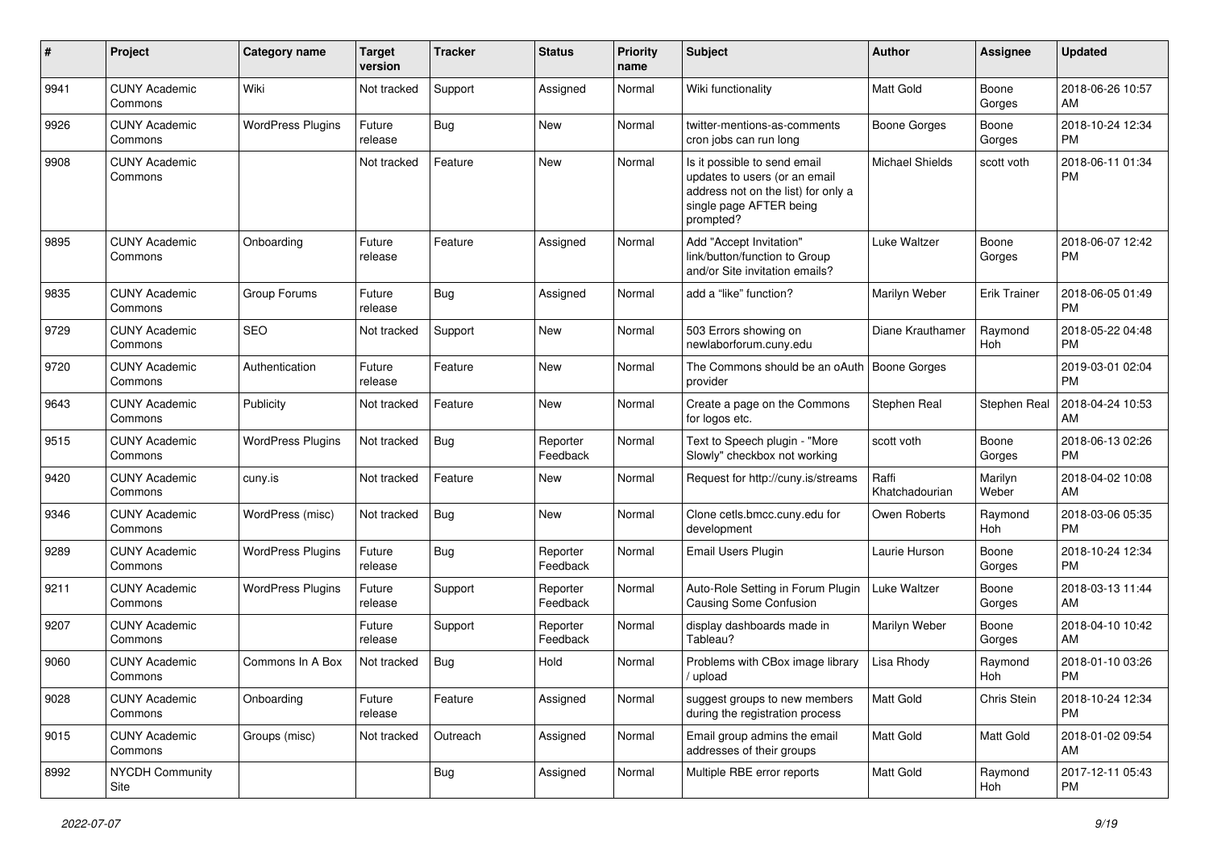| # | Project | Category name | Target version | Tracker | Status | Priority name | Subject | Author | Assignee | Updated |
|---|---|---|---|---|---|---|---|---|---|---|
| 9941 | CUNY Academic Commons | Wiki | Not tracked | Support | Assigned | Normal | Wiki functionality | Matt Gold | Boone Gorges | 2018-06-26 10:57 AM |
| 9926 | CUNY Academic Commons | WordPress Plugins | Future release | Bug | New | Normal | twitter-mentions-as-comments cron jobs can run long | Boone Gorges | Boone Gorges | 2018-10-24 12:34 PM |
| 9908 | CUNY Academic Commons | | Not tracked | Feature | New | Normal | Is it possible to send email updates to users (or an email address not on the list) for only a single page AFTER being prompted? | Michael Shields | scott voth | 2018-06-11 01:34 PM |
| 9895 | CUNY Academic Commons | Onboarding | Future release | Feature | Assigned | Normal | Add "Accept Invitation" link/button/function to Group and/or Site invitation emails? | Luke Waltzer | Boone Gorges | 2018-06-07 12:42 PM |
| 9835 | CUNY Academic Commons | Group Forums | Future release | Bug | Assigned | Normal | add a "like" function? | Marilyn Weber | Erik Trainer | 2018-06-05 01:49 PM |
| 9729 | CUNY Academic Commons | SEO | Not tracked | Support | New | Normal | 503 Errors showing on newlaborforum.cuny.edu | Diane Krauthamer | Raymond Hoh | 2018-05-22 04:48 PM |
| 9720 | CUNY Academic Commons | Authentication | Future release | Feature | New | Normal | The Commons should be an oAuth provider | Boone Gorges | | 2019-03-01 02:04 PM |
| 9643 | CUNY Academic Commons | Publicity | Not tracked | Feature | New | Normal | Create a page on the Commons for logos etc. | Stephen Real | Stephen Real | 2018-04-24 10:53 AM |
| 9515 | CUNY Academic Commons | WordPress Plugins | Not tracked | Bug | Reporter Feedback | Normal | Text to Speech plugin - "More Slowly" checkbox not working | scott voth | Boone Gorges | 2018-06-13 02:26 PM |
| 9420 | CUNY Academic Commons | cuny.is | Not tracked | Feature | New | Normal | Request for http://cuny.is/streams | Raffi Khatchadourian | Marilyn Weber | 2018-04-02 10:08 AM |
| 9346 | CUNY Academic Commons | WordPress (misc) | Not tracked | Bug | New | Normal | Clone cetls.bmcc.cuny.edu for development | Owen Roberts | Raymond Hoh | 2018-03-06 05:35 PM |
| 9289 | CUNY Academic Commons | WordPress Plugins | Future release | Bug | Reporter Feedback | Normal | Email Users Plugin | Laurie Hurson | Boone Gorges | 2018-10-24 12:34 PM |
| 9211 | CUNY Academic Commons | WordPress Plugins | Future release | Support | Reporter Feedback | Normal | Auto-Role Setting in Forum Plugin Causing Some Confusion | Luke Waltzer | Boone Gorges | 2018-03-13 11:44 AM |
| 9207 | CUNY Academic Commons | | Future release | Support | Reporter Feedback | Normal | display dashboards made in Tableau? | Marilyn Weber | Boone Gorges | 2018-04-10 10:42 AM |
| 9060 | CUNY Academic Commons | Commons In A Box | Not tracked | Bug | Hold | Normal | Problems with CBox image library / upload | Lisa Rhody | Raymond Hoh | 2018-01-10 03:26 PM |
| 9028 | CUNY Academic Commons | Onboarding | Future release | Feature | Assigned | Normal | suggest groups to new members during the registration process | Matt Gold | Chris Stein | 2018-10-24 12:34 PM |
| 9015 | CUNY Academic Commons | Groups (misc) | Not tracked | Outreach | Assigned | Normal | Email group admins the email addresses of their groups | Matt Gold | Matt Gold | 2018-01-02 09:54 AM |
| 8992 | NYCDH Community Site | | | Bug | Assigned | Normal | Multiple RBE error reports | Matt Gold | Raymond Hoh | 2017-12-11 05:43 PM |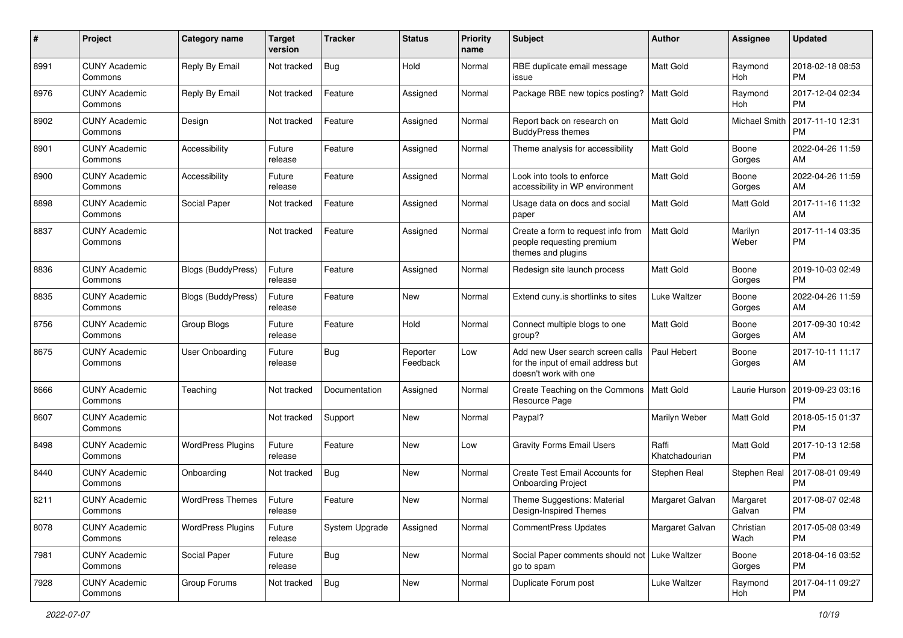| # | Project | Category name | Target version | Tracker | Status | Priority name | Subject | Author | Assignee | Updated |
|---|---|---|---|---|---|---|---|---|---|---|
| 8991 | CUNY Academic Commons | Reply By Email | Not tracked | Bug | Hold | Normal | RBE duplicate email message issue | Matt Gold | Raymond Hoh | 2018-02-18 08:53 PM |
| 8976 | CUNY Academic Commons | Reply By Email | Not tracked | Feature | Assigned | Normal | Package RBE new topics posting? | Matt Gold | Raymond Hoh | 2017-12-04 02:34 PM |
| 8902 | CUNY Academic Commons | Design | Not tracked | Feature | Assigned | Normal | Report back on research on BuddyPress themes | Matt Gold | Michael Smith | 2017-11-10 12:31 PM |
| 8901 | CUNY Academic Commons | Accessibility | Future release | Feature | Assigned | Normal | Theme analysis for accessibility | Matt Gold | Boone Gorges | 2022-04-26 11:59 AM |
| 8900 | CUNY Academic Commons | Accessibility | Future release | Feature | Assigned | Normal | Look into tools to enforce accessibility in WP environment | Matt Gold | Boone Gorges | 2022-04-26 11:59 AM |
| 8898 | CUNY Academic Commons | Social Paper | Not tracked | Feature | Assigned | Normal | Usage data on docs and social paper | Matt Gold | Matt Gold | 2017-11-16 11:32 AM |
| 8837 | CUNY Academic Commons | | Not tracked | Feature | Assigned | Normal | Create a form to request info from people requesting premium themes and plugins | Matt Gold | Marilyn Weber | 2017-11-14 03:35 PM |
| 8836 | CUNY Academic Commons | Blogs (BuddyPress) | Future release | Feature | Assigned | Normal | Redesign site launch process | Matt Gold | Boone Gorges | 2019-10-03 02:49 PM |
| 8835 | CUNY Academic Commons | Blogs (BuddyPress) | Future release | Feature | New | Normal | Extend cuny.is shortlinks to sites | Luke Waltzer | Boone Gorges | 2022-04-26 11:59 AM |
| 8756 | CUNY Academic Commons | Group Blogs | Future release | Feature | Hold | Normal | Connect multiple blogs to one group? | Matt Gold | Boone Gorges | 2017-09-30 10:42 AM |
| 8675 | CUNY Academic Commons | User Onboarding | Future release | Bug | Reporter Feedback | Low | Add new User search screen calls for the input of email address but doesn't work with one | Paul Hebert | Boone Gorges | 2017-10-11 11:17 AM |
| 8666 | CUNY Academic Commons | Teaching | Not tracked | Documentation | Assigned | Normal | Create Teaching on the Commons Resource Page | Matt Gold | Laurie Hurson | 2019-09-23 03:16 PM |
| 8607 | CUNY Academic Commons | | Not tracked | Support | New | Normal | Paypal? | Marilyn Weber | Matt Gold | 2018-05-15 01:37 PM |
| 8498 | CUNY Academic Commons | WordPress Plugins | Future release | Feature | New | Low | Gravity Forms Email Users | Raffi Khatchadourian | Matt Gold | 2017-10-13 12:58 PM |
| 8440 | CUNY Academic Commons | Onboarding | Not tracked | Bug | New | Normal | Create Test Email Accounts for Onboarding Project | Stephen Real | Stephen Real | 2017-08-01 09:49 PM |
| 8211 | CUNY Academic Commons | WordPress Themes | Future release | Feature | New | Normal | Theme Suggestions: Material Design-Inspired Themes | Margaret Galvan | Margaret Galvan | 2017-08-07 02:48 PM |
| 8078 | CUNY Academic Commons | WordPress Plugins | Future release | System Upgrade | Assigned | Normal | CommentPress Updates | Margaret Galvan | Christian Wach | 2017-05-08 03:49 PM |
| 7981 | CUNY Academic Commons | Social Paper | Future release | Bug | New | Normal | Social Paper comments should not go to spam | Luke Waltzer | Boone Gorges | 2018-04-16 03:52 PM |
| 7928 | CUNY Academic Commons | Group Forums | Not tracked | Bug | New | Normal | Duplicate Forum post | Luke Waltzer | Raymond Hoh | 2017-04-11 09:27 PM |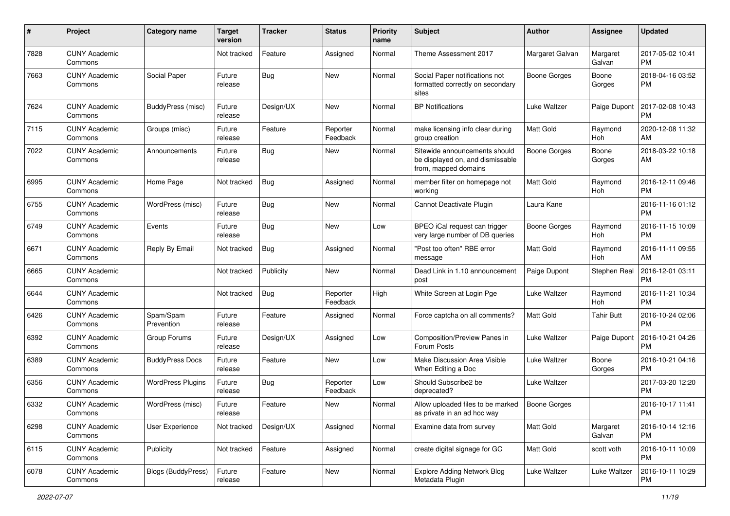| # | Project | Category name | Target version | Tracker | Status | Priority name | Subject | Author | Assignee | Updated |
|---|---|---|---|---|---|---|---|---|---|---|
| 7828 | CUNY Academic Commons | | Not tracked | Feature | Assigned | Normal | Theme Assessment 2017 | Margaret Galvan | Margaret Galvan | 2017-05-02 10:41 PM |
| 7663 | CUNY Academic Commons | Social Paper | Future release | Bug | New | Normal | Social Paper notifications not formatted correctly on secondary sites | Boone Gorges | Boone Gorges | 2018-04-16 03:52 PM |
| 7624 | CUNY Academic Commons | BuddyPress (misc) | Future release | Design/UX | New | Normal | BP Notifications | Luke Waltzer | Paige Dupont | 2017-02-08 10:43 PM |
| 7115 | CUNY Academic Commons | Groups (misc) | Future release | Feature | Reporter Feedback | Normal | make licensing info clear during group creation | Matt Gold | Raymond Hoh | 2020-12-08 11:32 AM |
| 7022 | CUNY Academic Commons | Announcements | Future release | Bug | New | Normal | Sitewide announcements should be displayed on, and dismissable from, mapped domains | Boone Gorges | Boone Gorges | 2018-03-22 10:18 AM |
| 6995 | CUNY Academic Commons | Home Page | Not tracked | Bug | Assigned | Normal | member filter on homepage not working | Matt Gold | Raymond Hoh | 2016-12-11 09:46 PM |
| 6755 | CUNY Academic Commons | WordPress (misc) | Future release | Bug | New | Normal | Cannot Deactivate Plugin | Laura Kane | | 2016-11-16 01:12 PM |
| 6749 | CUNY Academic Commons | Events | Future release | Bug | New | Low | BPEO iCal request can trigger very large number of DB queries | Boone Gorges | Raymond Hoh | 2016-11-15 10:09 PM |
| 6671 | CUNY Academic Commons | Reply By Email | Not tracked | Bug | Assigned | Normal | "Post too often" RBE error message | Matt Gold | Raymond Hoh | 2016-11-11 09:55 AM |
| 6665 | CUNY Academic Commons | | Not tracked | Publicity | New | Normal | Dead Link in 1.10 announcement post | Paige Dupont | Stephen Real | 2016-12-01 03:11 PM |
| 6644 | CUNY Academic Commons | | Not tracked | Bug | Reporter Feedback | High | White Screen at Login Pge | Luke Waltzer | Raymond Hoh | 2016-11-21 10:34 PM |
| 6426 | CUNY Academic Commons | Spam/Spam Prevention | Future release | Feature | Assigned | Normal | Force captcha on all comments? | Matt Gold | Tahir Butt | 2016-10-24 02:06 PM |
| 6392 | CUNY Academic Commons | Group Forums | Future release | Design/UX | Assigned | Low | Composition/Preview Panes in Forum Posts | Luke Waltzer | Paige Dupont | 2016-10-21 04:26 PM |
| 6389 | CUNY Academic Commons | BuddyPress Docs | Future release | Feature | New | Low | Make Discussion Area Visible When Editing a Doc | Luke Waltzer | Boone Gorges | 2016-10-21 04:16 PM |
| 6356 | CUNY Academic Commons | WordPress Plugins | Future release | Bug | Reporter Feedback | Low | Should Subscribe2 be deprecated? | Luke Waltzer | | 2017-03-20 12:20 PM |
| 6332 | CUNY Academic Commons | WordPress (misc) | Future release | Feature | New | Normal | Allow uploaded files to be marked as private in an ad hoc way | Boone Gorges | | 2016-10-17 11:41 PM |
| 6298 | CUNY Academic Commons | User Experience | Not tracked | Design/UX | Assigned | Normal | Examine data from survey | Matt Gold | Margaret Galvan | 2016-10-14 12:16 PM |
| 6115 | CUNY Academic Commons | Publicity | Not tracked | Feature | Assigned | Normal | create digital signage for GC | Matt Gold | scott voth | 2016-10-11 10:09 PM |
| 6078 | CUNY Academic Commons | Blogs (BuddyPress) | Future release | Feature | New | Normal | Explore Adding Network Blog Metadata Plugin | Luke Waltzer | Luke Waltzer | 2016-10-11 10:29 PM |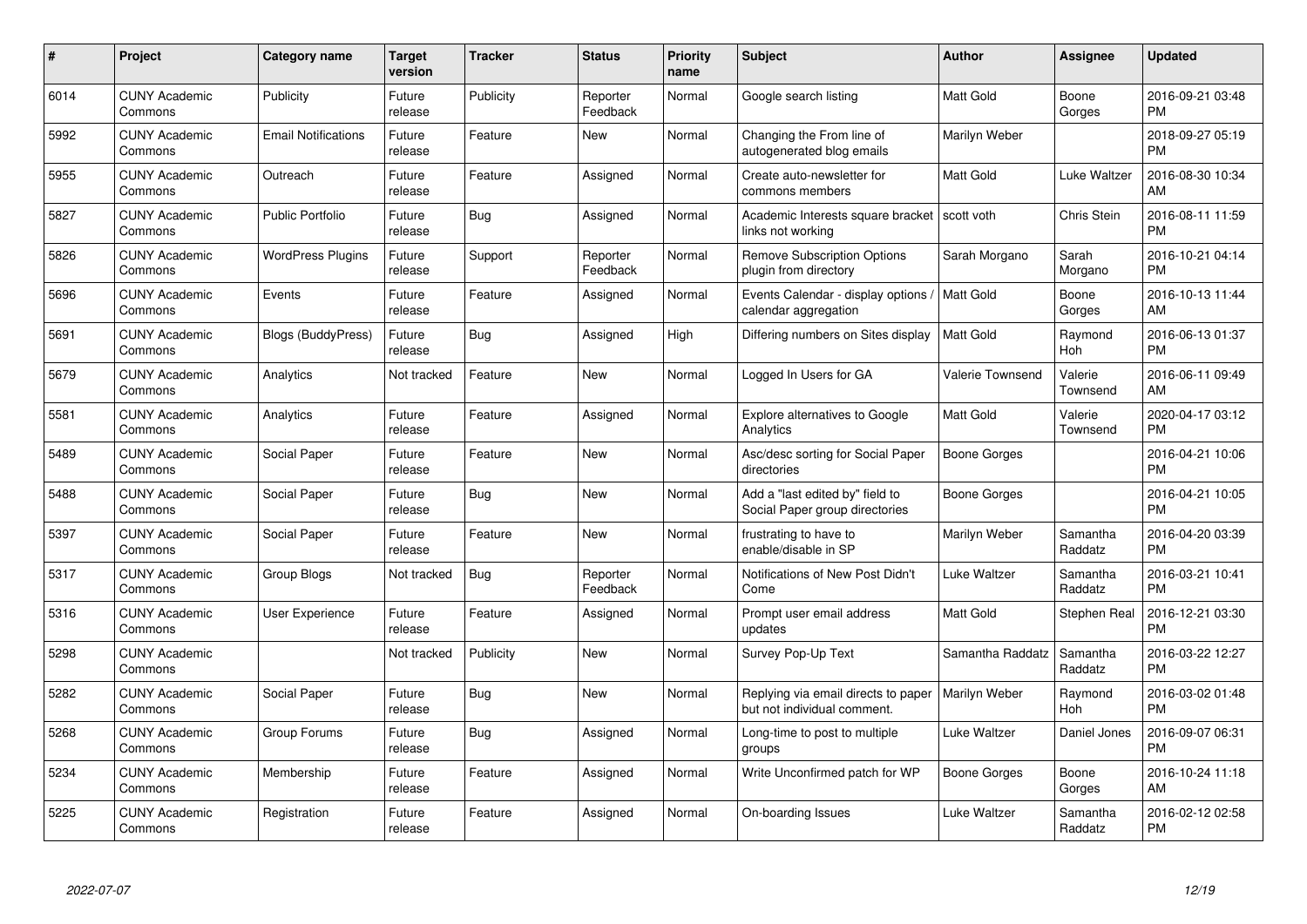| # | Project | Category name | Target version | Tracker | Status | Priority name | Subject | Author | Assignee | Updated |
|---|---|---|---|---|---|---|---|---|---|---|
| 6014 | CUNY Academic Commons | Publicity | Future release | Publicity | Reporter Feedback | Normal | Google search listing | Matt Gold | Boone Gorges | 2016-09-21 03:48 PM |
| 5992 | CUNY Academic Commons | Email Notifications | Future release | Feature | New | Normal | Changing the From line of autogenerated blog emails | Marilyn Weber | | 2018-09-27 05:19 PM |
| 5955 | CUNY Academic Commons | Outreach | Future release | Feature | Assigned | Normal | Create auto-newsletter for commons members | Matt Gold | Luke Waltzer | 2016-08-30 10:34 AM |
| 5827 | CUNY Academic Commons | Public Portfolio | Future release | Bug | Assigned | Normal | Academic Interests square bracket links not working | scott voth | Chris Stein | 2016-08-11 11:59 PM |
| 5826 | CUNY Academic Commons | WordPress Plugins | Future release | Support | Reporter Feedback | Normal | Remove Subscription Options plugin from directory | Sarah Morgano | Sarah Morgano | 2016-10-21 04:14 PM |
| 5696 | CUNY Academic Commons | Events | Future release | Feature | Assigned | Normal | Events Calendar - display options / calendar aggregation | Matt Gold | Boone Gorges | 2016-10-13 11:44 AM |
| 5691 | CUNY Academic Commons | Blogs (BuddyPress) | Future release | Bug | Assigned | High | Differing numbers on Sites display | Matt Gold | Raymond Hoh | 2016-06-13 01:37 PM |
| 5679 | CUNY Academic Commons | Analytics | Not tracked | Feature | New | Normal | Logged In Users for GA | Valerie Townsend | Valerie Townsend | 2016-06-11 09:49 AM |
| 5581 | CUNY Academic Commons | Analytics | Future release | Feature | Assigned | Normal | Explore alternatives to Google Analytics | Matt Gold | Valerie Townsend | 2020-04-17 03:12 PM |
| 5489 | CUNY Academic Commons | Social Paper | Future release | Feature | New | Normal | Asc/desc sorting for Social Paper directories | Boone Gorges | | 2016-04-21 10:06 PM |
| 5488 | CUNY Academic Commons | Social Paper | Future release | Bug | New | Normal | Add a "last edited by" field to Social Paper group directories | Boone Gorges | | 2016-04-21 10:05 PM |
| 5397 | CUNY Academic Commons | Social Paper | Future release | Feature | New | Normal | frustrating to have to enable/disable in SP | Marilyn Weber | Samantha Raddatz | 2016-04-20 03:39 PM |
| 5317 | CUNY Academic Commons | Group Blogs | Not tracked | Bug | Reporter Feedback | Normal | Notifications of New Post Didn't Come | Luke Waltzer | Samantha Raddatz | 2016-03-21 10:41 PM |
| 5316 | CUNY Academic Commons | User Experience | Future release | Feature | Assigned | Normal | Prompt user email address updates | Matt Gold | Stephen Real | 2016-12-21 03:30 PM |
| 5298 | CUNY Academic Commons | | Not tracked | Publicity | New | Normal | Survey Pop-Up Text | Samantha Raddatz | Samantha Raddatz | 2016-03-22 12:27 PM |
| 5282 | CUNY Academic Commons | Social Paper | Future release | Bug | New | Normal | Replying via email directs to paper but not individual comment. | Marilyn Weber | Raymond Hoh | 2016-03-02 01:48 PM |
| 5268 | CUNY Academic Commons | Group Forums | Future release | Bug | Assigned | Normal | Long-time to post to multiple groups | Luke Waltzer | Daniel Jones | 2016-09-07 06:31 PM |
| 5234 | CUNY Academic Commons | Membership | Future release | Feature | Assigned | Normal | Write Unconfirmed patch for WP | Boone Gorges | Boone Gorges | 2016-10-24 11:18 AM |
| 5225 | CUNY Academic Commons | Registration | Future release | Feature | Assigned | Normal | On-boarding Issues | Luke Waltzer | Samantha Raddatz | 2016-02-12 02:58 PM |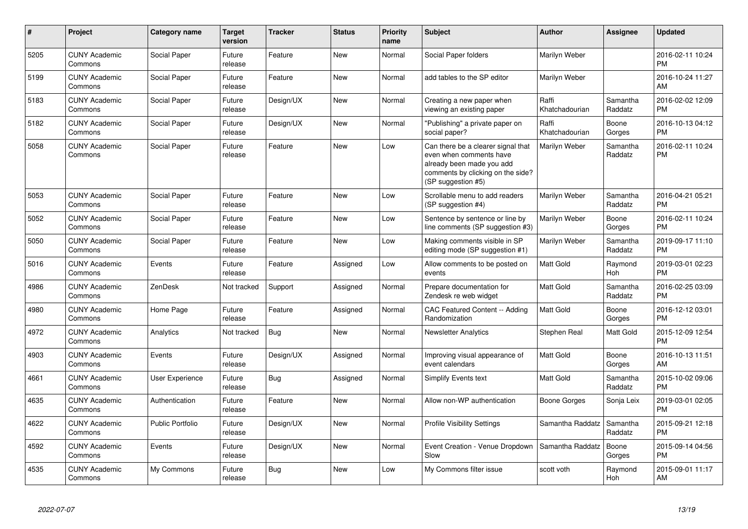| # | Project | Category name | Target version | Tracker | Status | Priority name | Subject | Author | Assignee | Updated |
|---|---|---|---|---|---|---|---|---|---|---|
| 5205 | CUNY Academic Commons | Social Paper | Future release | Feature | New | Normal | Social Paper folders | Marilyn Weber | | 2016-02-11 10:24 PM |
| 5199 | CUNY Academic Commons | Social Paper | Future release | Feature | New | Normal | add tables to the SP editor | Marilyn Weber | | 2016-10-24 11:27 AM |
| 5183 | CUNY Academic Commons | Social Paper | Future release | Design/UX | New | Normal | Creating a new paper when viewing an existing paper | Raffi Khatchadourian | Samantha Raddatz | 2016-02-02 12:09 PM |
| 5182 | CUNY Academic Commons | Social Paper | Future release | Design/UX | New | Normal | "Publishing" a private paper on social paper? | Raffi Khatchadourian | Boone Gorges | 2016-10-13 04:12 PM |
| 5058 | CUNY Academic Commons | Social Paper | Future release | Feature | New | Low | Can there be a clearer signal that even when comments have already been made you add comments by clicking on the side? (SP suggestion #5) | Marilyn Weber | Samantha Raddatz | 2016-02-11 10:24 PM |
| 5053 | CUNY Academic Commons | Social Paper | Future release | Feature | New | Low | Scrollable menu to add readers (SP suggestion #4) | Marilyn Weber | Samantha Raddatz | 2016-04-21 05:21 PM |
| 5052 | CUNY Academic Commons | Social Paper | Future release | Feature | New | Low | Sentence by sentence or line by line comments (SP suggestion #3) | Marilyn Weber | Boone Gorges | 2016-02-11 10:24 PM |
| 5050 | CUNY Academic Commons | Social Paper | Future release | Feature | New | Low | Making comments visible in SP editing mode (SP suggestion #1) | Marilyn Weber | Samantha Raddatz | 2019-09-17 11:10 PM |
| 5016 | CUNY Academic Commons | Events | Future release | Feature | Assigned | Low | Allow comments to be posted on events | Matt Gold | Raymond Hoh | 2019-03-01 02:23 PM |
| 4986 | CUNY Academic Commons | ZenDesk | Not tracked | Support | Assigned | Normal | Prepare documentation for Zendesk re web widget | Matt Gold | Samantha Raddatz | 2016-02-25 03:09 PM |
| 4980 | CUNY Academic Commons | Home Page | Future release | Feature | Assigned | Normal | CAC Featured Content -- Adding Randomization | Matt Gold | Boone Gorges | 2016-12-12 03:01 PM |
| 4972 | CUNY Academic Commons | Analytics | Not tracked | Bug | New | Normal | Newsletter Analytics | Stephen Real | Matt Gold | 2015-12-09 12:54 PM |
| 4903 | CUNY Academic Commons | Events | Future release | Design/UX | Assigned | Normal | Improving visual appearance of event calendars | Matt Gold | Boone Gorges | 2016-10-13 11:51 AM |
| 4661 | CUNY Academic Commons | User Experience | Future release | Bug | Assigned | Normal | Simplify Events text | Matt Gold | Samantha Raddatz | 2015-10-02 09:06 PM |
| 4635 | CUNY Academic Commons | Authentication | Future release | Feature | New | Normal | Allow non-WP authentication | Boone Gorges | Sonja Leix | 2019-03-01 02:05 PM |
| 4622 | CUNY Academic Commons | Public Portfolio | Future release | Design/UX | New | Normal | Profile Visibility Settings | Samantha Raddatz | Samantha Raddatz | 2015-09-21 12:18 PM |
| 4592 | CUNY Academic Commons | Events | Future release | Design/UX | New | Normal | Event Creation - Venue Dropdown Slow | Samantha Raddatz | Boone Gorges | 2015-09-14 04:56 PM |
| 4535 | CUNY Academic Commons | My Commons | Future release | Bug | New | Low | My Commons filter issue | scott voth | Raymond Hoh | 2015-09-01 11:17 AM |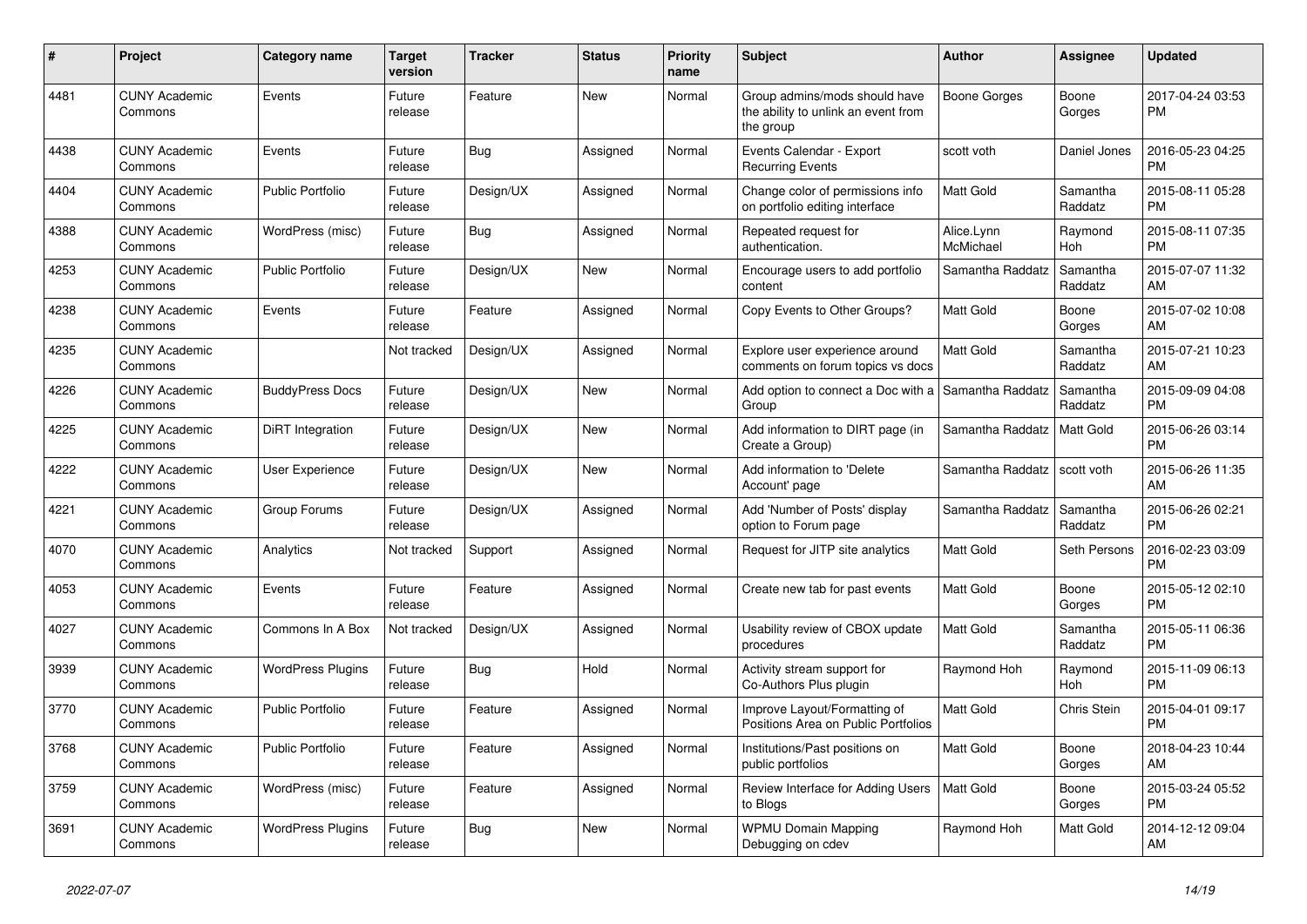| # | Project | Category name | Target version | Tracker | Status | Priority name | Subject | Author | Assignee | Updated |
|---|---|---|---|---|---|---|---|---|---|---|
| 4481 | CUNY Academic Commons | Events | Future release | Feature | New | Normal | Group admins/mods should have the ability to unlink an event from the group | Boone Gorges | Boone Gorges | 2017-04-24 03:53 PM |
| 4438 | CUNY Academic Commons | Events | Future release | Bug | Assigned | Normal | Events Calendar - Export Recurring Events | scott voth | Daniel Jones | 2016-05-23 04:25 PM |
| 4404 | CUNY Academic Commons | Public Portfolio | Future release | Design/UX | Assigned | Normal | Change color of permissions info on portfolio editing interface | Matt Gold | Samantha Raddatz | 2015-08-11 05:28 PM |
| 4388 | CUNY Academic Commons | WordPress (misc) | Future release | Bug | Assigned | Normal | Repeated request for authentication. | Alice.Lynn McMichael | Raymond Hoh | 2015-08-11 07:35 PM |
| 4253 | CUNY Academic Commons | Public Portfolio | Future release | Design/UX | New | Normal | Encourage users to add portfolio content | Samantha Raddatz | Samantha Raddatz | 2015-07-07 11:32 AM |
| 4238 | CUNY Academic Commons | Events | Future release | Feature | Assigned | Normal | Copy Events to Other Groups? | Matt Gold | Boone Gorges | 2015-07-02 10:08 AM |
| 4235 | CUNY Academic Commons | | Not tracked | Design/UX | Assigned | Normal | Explore user experience around comments on forum topics vs docs | Matt Gold | Samantha Raddatz | 2015-07-21 10:23 AM |
| 4226 | CUNY Academic Commons | BuddyPress Docs | Future release | Design/UX | New | Normal | Add option to connect a Doc with a Group | Samantha Raddatz | Samantha Raddatz | 2015-09-09 04:08 PM |
| 4225 | CUNY Academic Commons | DiRT Integration | Future release | Design/UX | New | Normal | Add information to DIRT page (in Create a Group) | Samantha Raddatz | Matt Gold | 2015-06-26 03:14 PM |
| 4222 | CUNY Academic Commons | User Experience | Future release | Design/UX | New | Normal | Add information to 'Delete Account' page | Samantha Raddatz | scott voth | 2015-06-26 11:35 AM |
| 4221 | CUNY Academic Commons | Group Forums | Future release | Design/UX | Assigned | Normal | Add 'Number of Posts' display option to Forum page | Samantha Raddatz | Samantha Raddatz | 2015-06-26 02:21 PM |
| 4070 | CUNY Academic Commons | Analytics | Not tracked | Support | Assigned | Normal | Request for JITP site analytics | Matt Gold | Seth Persons | 2016-02-23 03:09 PM |
| 4053 | CUNY Academic Commons | Events | Future release | Feature | Assigned | Normal | Create new tab for past events | Matt Gold | Boone Gorges | 2015-05-12 02:10 PM |
| 4027 | CUNY Academic Commons | Commons In A Box | Not tracked | Design/UX | Assigned | Normal | Usability review of CBOX update procedures | Matt Gold | Samantha Raddatz | 2015-05-11 06:36 PM |
| 3939 | CUNY Academic Commons | WordPress Plugins | Future release | Bug | Hold | Normal | Activity stream support for Co-Authors Plus plugin | Raymond Hoh | Raymond Hoh | 2015-11-09 06:13 PM |
| 3770 | CUNY Academic Commons | Public Portfolio | Future release | Feature | Assigned | Normal | Improve Layout/Formatting of Positions Area on Public Portfolios | Matt Gold | Chris Stein | 2015-04-01 09:17 PM |
| 3768 | CUNY Academic Commons | Public Portfolio | Future release | Feature | Assigned | Normal | Institutions/Past positions on public portfolios | Matt Gold | Boone Gorges | 2018-04-23 10:44 AM |
| 3759 | CUNY Academic Commons | WordPress (misc) | Future release | Feature | Assigned | Normal | Review Interface for Adding Users to Blogs | Matt Gold | Boone Gorges | 2015-03-24 05:52 PM |
| 3691 | CUNY Academic Commons | WordPress Plugins | Future release | Bug | New | Normal | WPMU Domain Mapping Debugging on cdev | Raymond Hoh | Matt Gold | 2014-12-12 09:04 AM |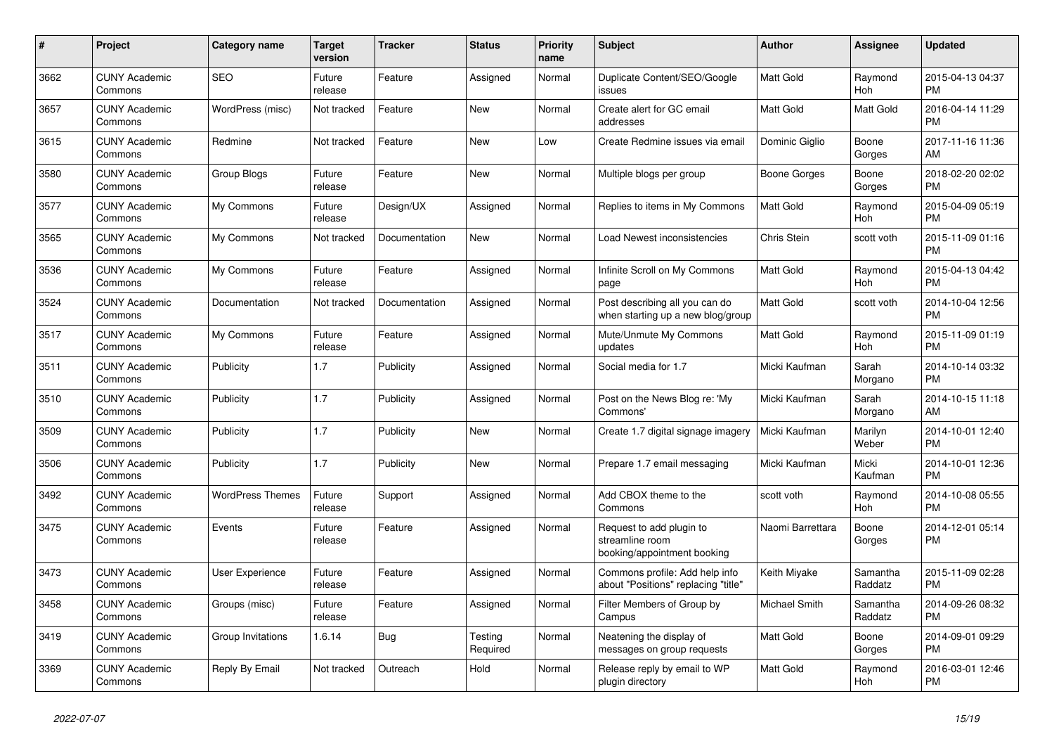| # | Project | Category name | Target version | Tracker | Status | Priority name | Subject | Author | Assignee | Updated |
|---|---|---|---|---|---|---|---|---|---|---|
| 3662 | CUNY Academic Commons | SEO | Future release | Feature | Assigned | Normal | Duplicate Content/SEO/Google issues | Matt Gold | Raymond Hoh | 2015-04-13 04:37 PM |
| 3657 | CUNY Academic Commons | WordPress (misc) | Not tracked | Feature | New | Normal | Create alert for GC email addresses | Matt Gold | Matt Gold | 2016-04-14 11:29 PM |
| 3615 | CUNY Academic Commons | Redmine | Not tracked | Feature | New | Low | Create Redmine issues via email | Dominic Giglio | Boone Gorges | 2017-11-16 11:36 AM |
| 3580 | CUNY Academic Commons | Group Blogs | Future release | Feature | New | Normal | Multiple blogs per group | Boone Gorges | Boone Gorges | 2018-02-20 02:02 PM |
| 3577 | CUNY Academic Commons | My Commons | Future release | Design/UX | Assigned | Normal | Replies to items in My Commons | Matt Gold | Raymond Hoh | 2015-04-09 05:19 PM |
| 3565 | CUNY Academic Commons | My Commons | Not tracked | Documentation | New | Normal | Load Newest inconsistencies | Chris Stein | scott voth | 2015-11-09 01:16 PM |
| 3536 | CUNY Academic Commons | My Commons | Future release | Feature | Assigned | Normal | Infinite Scroll on My Commons page | Matt Gold | Raymond Hoh | 2015-04-13 04:42 PM |
| 3524 | CUNY Academic Commons | Documentation | Not tracked | Documentation | Assigned | Normal | Post describing all you can do when starting up a new blog/group | Matt Gold | scott voth | 2014-10-04 12:56 PM |
| 3517 | CUNY Academic Commons | My Commons | Future release | Feature | Assigned | Normal | Mute/Unmute My Commons updates | Matt Gold | Raymond Hoh | 2015-11-09 01:19 PM |
| 3511 | CUNY Academic Commons | Publicity | 1.7 | Publicity | Assigned | Normal | Social media for 1.7 | Micki Kaufman | Sarah Morgano | 2014-10-14 03:32 PM |
| 3510 | CUNY Academic Commons | Publicity | 1.7 | Publicity | Assigned | Normal | Post on the News Blog re: 'My Commons' | Micki Kaufman | Sarah Morgano | 2014-10-15 11:18 AM |
| 3509 | CUNY Academic Commons | Publicity | 1.7 | Publicity | New | Normal | Create 1.7 digital signage imagery | Micki Kaufman | Marilyn Weber | 2014-10-01 12:40 PM |
| 3506 | CUNY Academic Commons | Publicity | 1.7 | Publicity | New | Normal | Prepare 1.7 email messaging | Micki Kaufman | Micki Kaufman | 2014-10-01 12:36 PM |
| 3492 | CUNY Academic Commons | WordPress Themes | Future release | Support | Assigned | Normal | Add CBOX theme to the Commons | scott voth | Raymond Hoh | 2014-10-08 05:55 PM |
| 3475 | CUNY Academic Commons | Events | Future release | Feature | Assigned | Normal | Request to add plugin to streamline room booking/appointment booking | Naomi Barrettara | Boone Gorges | 2014-12-01 05:14 PM |
| 3473 | CUNY Academic Commons | User Experience | Future release | Feature | Assigned | Normal | Commons profile: Add help info about "Positions" replacing "title" | Keith Miyake | Samantha Raddatz | 2015-11-09 02:28 PM |
| 3458 | CUNY Academic Commons | Groups (misc) | Future release | Feature | Assigned | Normal | Filter Members of Group by Campus | Michael Smith | Samantha Raddatz | 2014-09-26 08:32 PM |
| 3419 | CUNY Academic Commons | Group Invitations | 1.6.14 | Bug | Testing Required | Normal | Neatening the display of messages on group requests | Matt Gold | Boone Gorges | 2014-09-01 09:29 PM |
| 3369 | CUNY Academic Commons | Reply By Email | Not tracked | Outreach | Hold | Normal | Release reply by email to WP plugin directory | Matt Gold | Raymond Hoh | 2016-03-01 12:46 PM |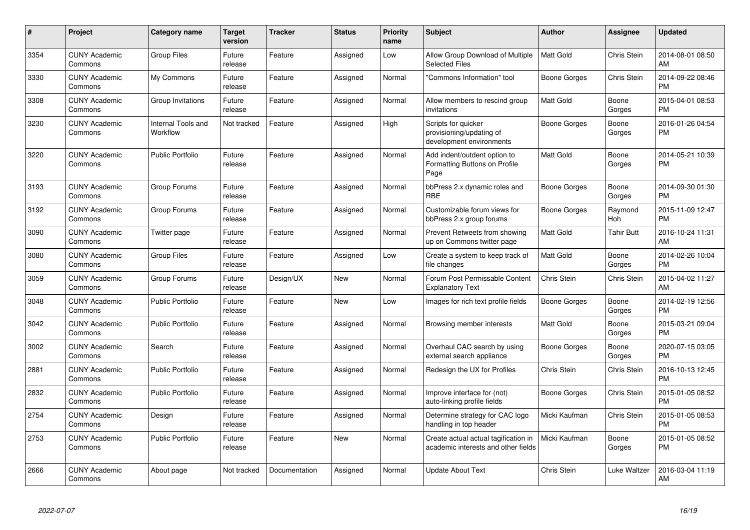| # | Project | Category name | Target version | Tracker | Status | Priority name | Subject | Author | Assignee | Updated |
|---|---|---|---|---|---|---|---|---|---|---|
| 3354 | CUNY Academic Commons | Group Files | Future release | Feature | Assigned | Low | Allow Group Download of Multiple Selected Files | Matt Gold | Chris Stein | 2014-08-01 08:50 AM |
| 3330 | CUNY Academic Commons | My Commons | Future release | Feature | Assigned | Normal | "Commons Information" tool | Boone Gorges | Chris Stein | 2014-09-22 08:46 PM |
| 3308 | CUNY Academic Commons | Group Invitations | Future release | Feature | Assigned | Normal | Allow members to rescind group invitations | Matt Gold | Boone Gorges | 2015-04-01 08:53 PM |
| 3230 | CUNY Academic Commons | Internal Tools and Workflow | Not tracked | Feature | Assigned | High | Scripts for quicker provisioning/updating of development environments | Boone Gorges | Boone Gorges | 2016-01-26 04:54 PM |
| 3220 | CUNY Academic Commons | Public Portfolio | Future release | Feature | Assigned | Normal | Add indent/outdent option to Formatting Buttons on Profile Page | Matt Gold | Boone Gorges | 2014-05-21 10:39 PM |
| 3193 | CUNY Academic Commons | Group Forums | Future release | Feature | Assigned | Normal | bbPress 2.x dynamic roles and RBE | Boone Gorges | Boone Gorges | 2014-09-30 01:30 PM |
| 3192 | CUNY Academic Commons | Group Forums | Future release | Feature | Assigned | Normal | Customizable forum views for bbPress 2.x group forums | Boone Gorges | Raymond Hoh | 2015-11-09 12:47 PM |
| 3090 | CUNY Academic Commons | Twitter page | Future release | Feature | Assigned | Normal | Prevent Retweets from showing up on Commons twitter page | Matt Gold | Tahir Butt | 2016-10-24 11:31 AM |
| 3080 | CUNY Academic Commons | Group Files | Future release | Feature | Assigned | Low | Create a system to keep track of file changes | Matt Gold | Boone Gorges | 2014-02-26 10:04 PM |
| 3059 | CUNY Academic Commons | Group Forums | Future release | Design/UX | New | Normal | Forum Post Permissable Content Explanatory Text | Chris Stein | Chris Stein | 2015-04-02 11:27 AM |
| 3048 | CUNY Academic Commons | Public Portfolio | Future release | Feature | New | Low | Images for rich text profile fields | Boone Gorges | Boone Gorges | 2014-02-19 12:56 PM |
| 3042 | CUNY Academic Commons | Public Portfolio | Future release | Feature | Assigned | Normal | Browsing member interests | Matt Gold | Boone Gorges | 2015-03-21 09:04 PM |
| 3002 | CUNY Academic Commons | Search | Future release | Feature | Assigned | Normal | Overhaul CAC search by using external search appliance | Boone Gorges | Boone Gorges | 2020-07-15 03:05 PM |
| 2881 | CUNY Academic Commons | Public Portfolio | Future release | Feature | Assigned | Normal | Redesign the UX for Profiles | Chris Stein | Chris Stein | 2016-10-13 12:45 PM |
| 2832 | CUNY Academic Commons | Public Portfolio | Future release | Feature | Assigned | Normal | Improve interface for (not) auto-linking profile fields | Boone Gorges | Chris Stein | 2015-01-05 08:52 PM |
| 2754 | CUNY Academic Commons | Design | Future release | Feature | Assigned | Normal | Determine strategy for CAC logo handling in top header | Micki Kaufman | Chris Stein | 2015-01-05 08:53 PM |
| 2753 | CUNY Academic Commons | Public Portfolio | Future release | Feature | New | Normal | Create actual actual tagification in academic interests and other fields | Micki Kaufman | Boone Gorges | 2015-01-05 08:52 PM |
| 2666 | CUNY Academic Commons | About page | Not tracked | Documentation | Assigned | Normal | Update About Text | Chris Stein | Luke Waltzer | 2016-03-04 11:19 AM |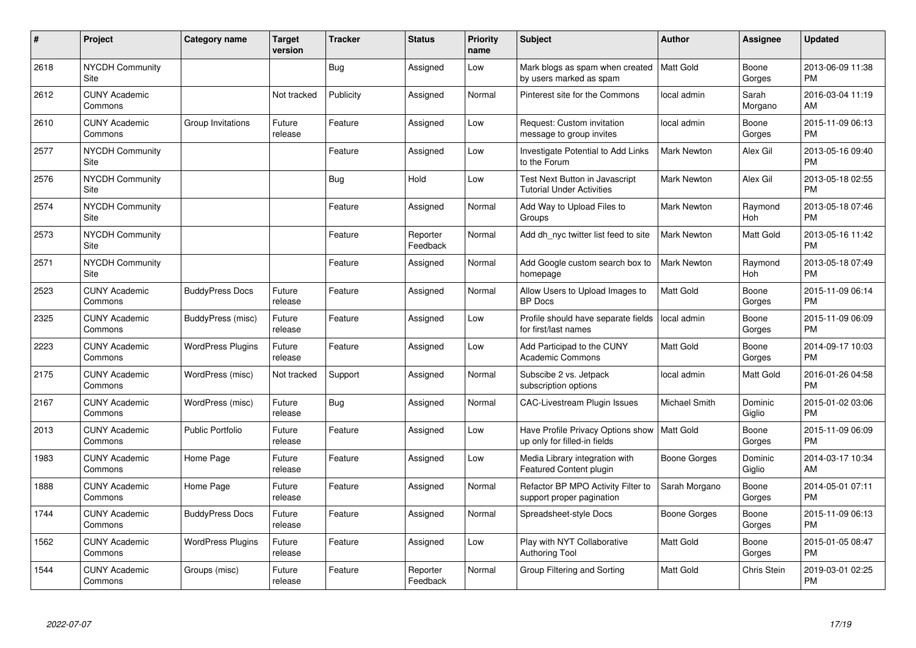| # | Project | Category name | Target version | Tracker | Status | Priority name | Subject | Author | Assignee | Updated |
|---|---|---|---|---|---|---|---|---|---|---|
| 2618 | NYCDH Community Site | | | Bug | Assigned | Low | Mark blogs as spam when created by users marked as spam | Matt Gold | Boone Gorges | 2013-06-09 11:38 PM |
| 2612 | CUNY Academic Commons | | Not tracked | Publicity | Assigned | Normal | Pinterest site for the Commons | local admin | Sarah Morgano | 2016-03-04 11:19 AM |
| 2610 | CUNY Academic Commons | Group Invitations | Future release | Feature | Assigned | Low | Request: Custom invitation message to group invites | local admin | Boone Gorges | 2015-11-09 06:13 PM |
| 2577 | NYCDH Community Site | | | Feature | Assigned | Low | Investigate Potential to Add Links to the Forum | Mark Newton | Alex Gil | 2013-05-16 09:40 PM |
| 2576 | NYCDH Community Site | | | Bug | Hold | Low | Test Next Button in Javascript Tutorial Under Activities | Mark Newton | Alex Gil | 2013-05-18 02:55 PM |
| 2574 | NYCDH Community Site | | | Feature | Assigned | Normal | Add Way to Upload Files to Groups | Mark Newton | Raymond Hoh | 2013-05-18 07:46 PM |
| 2573 | NYCDH Community Site | | | Feature | Reporter Feedback | Normal | Add dh_nyc twitter list feed to site | Mark Newton | Matt Gold | 2013-05-16 11:42 PM |
| 2571 | NYCDH Community Site | | | Feature | Assigned | Normal | Add Google custom search box to homepage | Mark Newton | Raymond Hoh | 2013-05-18 07:49 PM |
| 2523 | CUNY Academic Commons | BuddyPress Docs | Future release | Feature | Assigned | Normal | Allow Users to Upload Images to BP Docs | Matt Gold | Boone Gorges | 2015-11-09 06:14 PM |
| 2325 | CUNY Academic Commons | BuddyPress (misc) | Future release | Feature | Assigned | Low | Profile should have separate fields for first/last names | local admin | Boone Gorges | 2015-11-09 06:09 PM |
| 2223 | CUNY Academic Commons | WordPress Plugins | Future release | Feature | Assigned | Low | Add Participad to the CUNY Academic Commons | Matt Gold | Boone Gorges | 2014-09-17 10:03 PM |
| 2175 | CUNY Academic Commons | WordPress (misc) | Not tracked | Support | Assigned | Normal | Subscibe 2 vs. Jetpack subscription options | local admin | Matt Gold | 2016-01-26 04:58 PM |
| 2167 | CUNY Academic Commons | WordPress (misc) | Future release | Bug | Assigned | Normal | CAC-Livestream Plugin Issues | Michael Smith | Dominic Giglio | 2015-01-02 03:06 PM |
| 2013 | CUNY Academic Commons | Public Portfolio | Future release | Feature | Assigned | Low | Have Profile Privacy Options show up only for filled-in fields | Matt Gold | Boone Gorges | 2015-11-09 06:09 PM |
| 1983 | CUNY Academic Commons | Home Page | Future release | Feature | Assigned | Low | Media Library integration with Featured Content plugin | Boone Gorges | Dominic Giglio | 2014-03-17 10:34 AM |
| 1888 | CUNY Academic Commons | Home Page | Future release | Feature | Assigned | Normal | Refactor BP MPO Activity Filter to support proper pagination | Sarah Morgano | Boone Gorges | 2014-05-01 07:11 PM |
| 1744 | CUNY Academic Commons | BuddyPress Docs | Future release | Feature | Assigned | Normal | Spreadsheet-style Docs | Boone Gorges | Boone Gorges | 2015-11-09 06:13 PM |
| 1562 | CUNY Academic Commons | WordPress Plugins | Future release | Feature | Assigned | Low | Play with NYT Collaborative Authoring Tool | Matt Gold | Boone Gorges | 2015-01-05 08:47 PM |
| 1544 | CUNY Academic Commons | Groups (misc) | Future release | Feature | Reporter Feedback | Normal | Group Filtering and Sorting | Matt Gold | Chris Stein | 2019-03-01 02:25 PM |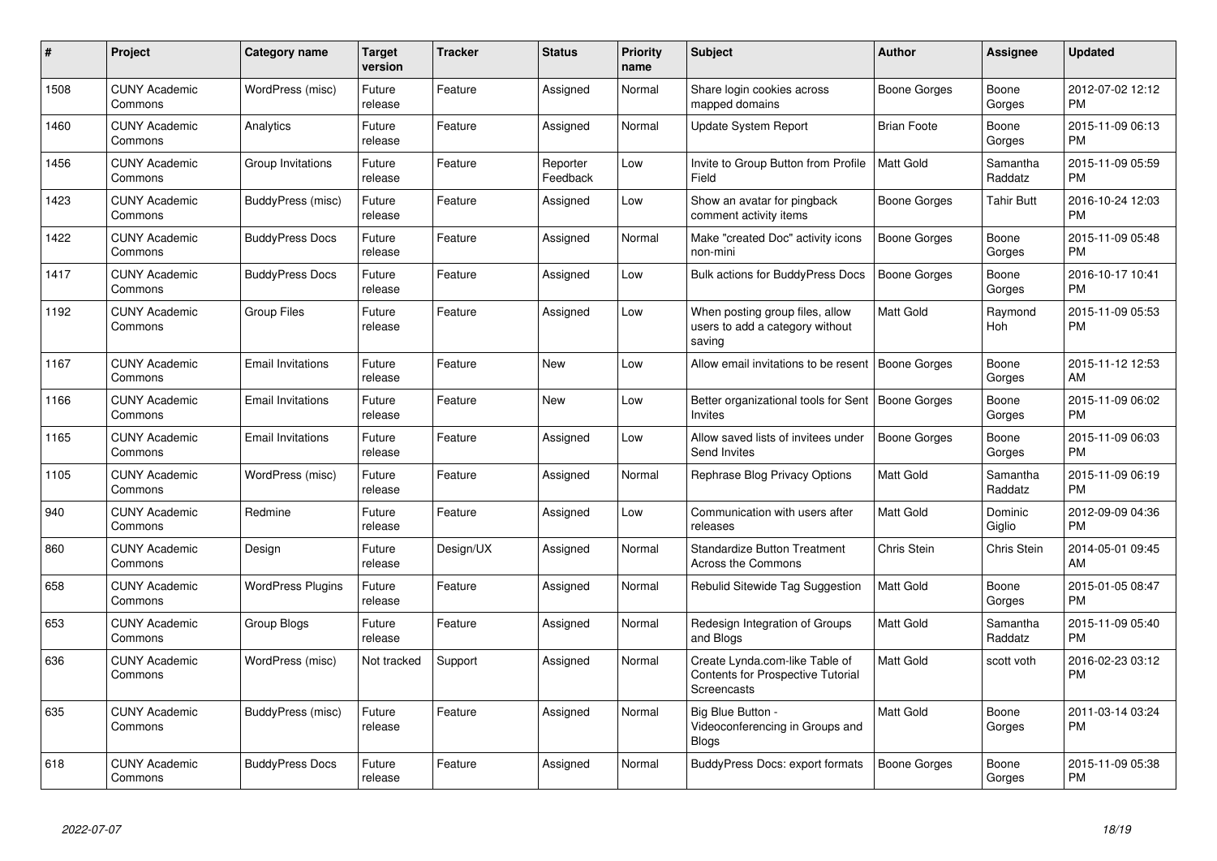| # | Project | Category name | Target version | Tracker | Status | Priority name | Subject | Author | Assignee | Updated |
|---|---|---|---|---|---|---|---|---|---|---|
| 1508 | CUNY Academic Commons | WordPress (misc) | Future release | Feature | Assigned | Normal | Share login cookies across mapped domains | Boone Gorges | Boone Gorges | 2012-07-02 12:12 PM |
| 1460 | CUNY Academic Commons | Analytics | Future release | Feature | Assigned | Normal | Update System Report | Brian Foote | Boone Gorges | 2015-11-09 06:13 PM |
| 1456 | CUNY Academic Commons | Group Invitations | Future release | Feature | Reporter Feedback | Low | Invite to Group Button from Profile Field | Matt Gold | Samantha Raddatz | 2015-11-09 05:59 PM |
| 1423 | CUNY Academic Commons | BuddyPress (misc) | Future release | Feature | Assigned | Low | Show an avatar for pingback comment activity items | Boone Gorges | Tahir Butt | 2016-10-24 12:03 PM |
| 1422 | CUNY Academic Commons | BuddyPress Docs | Future release | Feature | Assigned | Normal | Make "created Doc" activity icons non-mini | Boone Gorges | Boone Gorges | 2015-11-09 05:48 PM |
| 1417 | CUNY Academic Commons | BuddyPress Docs | Future release | Feature | Assigned | Low | Bulk actions for BuddyPress Docs | Boone Gorges | Boone Gorges | 2016-10-17 10:41 PM |
| 1192 | CUNY Academic Commons | Group Files | Future release | Feature | Assigned | Low | When posting group files, allow users to add a category without saving | Matt Gold | Raymond Hoh | 2015-11-09 05:53 PM |
| 1167 | CUNY Academic Commons | Email Invitations | Future release | Feature | New | Low | Allow email invitations to be resent | Boone Gorges | Boone Gorges | 2015-11-12 12:53 AM |
| 1166 | CUNY Academic Commons | Email Invitations | Future release | Feature | New | Low | Better organizational tools for Sent Invites | Boone Gorges | Boone Gorges | 2015-11-09 06:02 PM |
| 1165 | CUNY Academic Commons | Email Invitations | Future release | Feature | Assigned | Low | Allow saved lists of invitees under Send Invites | Boone Gorges | Boone Gorges | 2015-11-09 06:03 PM |
| 1105 | CUNY Academic Commons | WordPress (misc) | Future release | Feature | Assigned | Normal | Rephrase Blog Privacy Options | Matt Gold | Samantha Raddatz | 2015-11-09 06:19 PM |
| 940 | CUNY Academic Commons | Redmine | Future release | Feature | Assigned | Low | Communication with users after releases | Matt Gold | Dominic Giglio | 2012-09-09 04:36 PM |
| 860 | CUNY Academic Commons | Design | Future release | Design/UX | Assigned | Normal | Standardize Button Treatment Across the Commons | Chris Stein | Chris Stein | 2014-05-01 09:45 AM |
| 658 | CUNY Academic Commons | WordPress Plugins | Future release | Feature | Assigned | Normal | Rebulid Sitewide Tag Suggestion | Matt Gold | Boone Gorges | 2015-01-05 08:47 PM |
| 653 | CUNY Academic Commons | Group Blogs | Future release | Feature | Assigned | Normal | Redesign Integration of Groups and Blogs | Matt Gold | Samantha Raddatz | 2015-11-09 05:40 PM |
| 636 | CUNY Academic Commons | WordPress (misc) | Not tracked | Support | Assigned | Normal | Create Lynda.com-like Table of Contents for Prospective Tutorial Screencasts | Matt Gold | scott voth | 2016-02-23 03:12 PM |
| 635 | CUNY Academic Commons | BuddyPress (misc) | Future release | Feature | Assigned | Normal | Big Blue Button - Videoconferencing in Groups and Blogs | Matt Gold | Boone Gorges | 2011-03-14 03:24 PM |
| 618 | CUNY Academic Commons | BuddyPress Docs | Future release | Feature | Assigned | Normal | BuddyPress Docs: export formats | Boone Gorges | Boone Gorges | 2015-11-09 05:38 PM |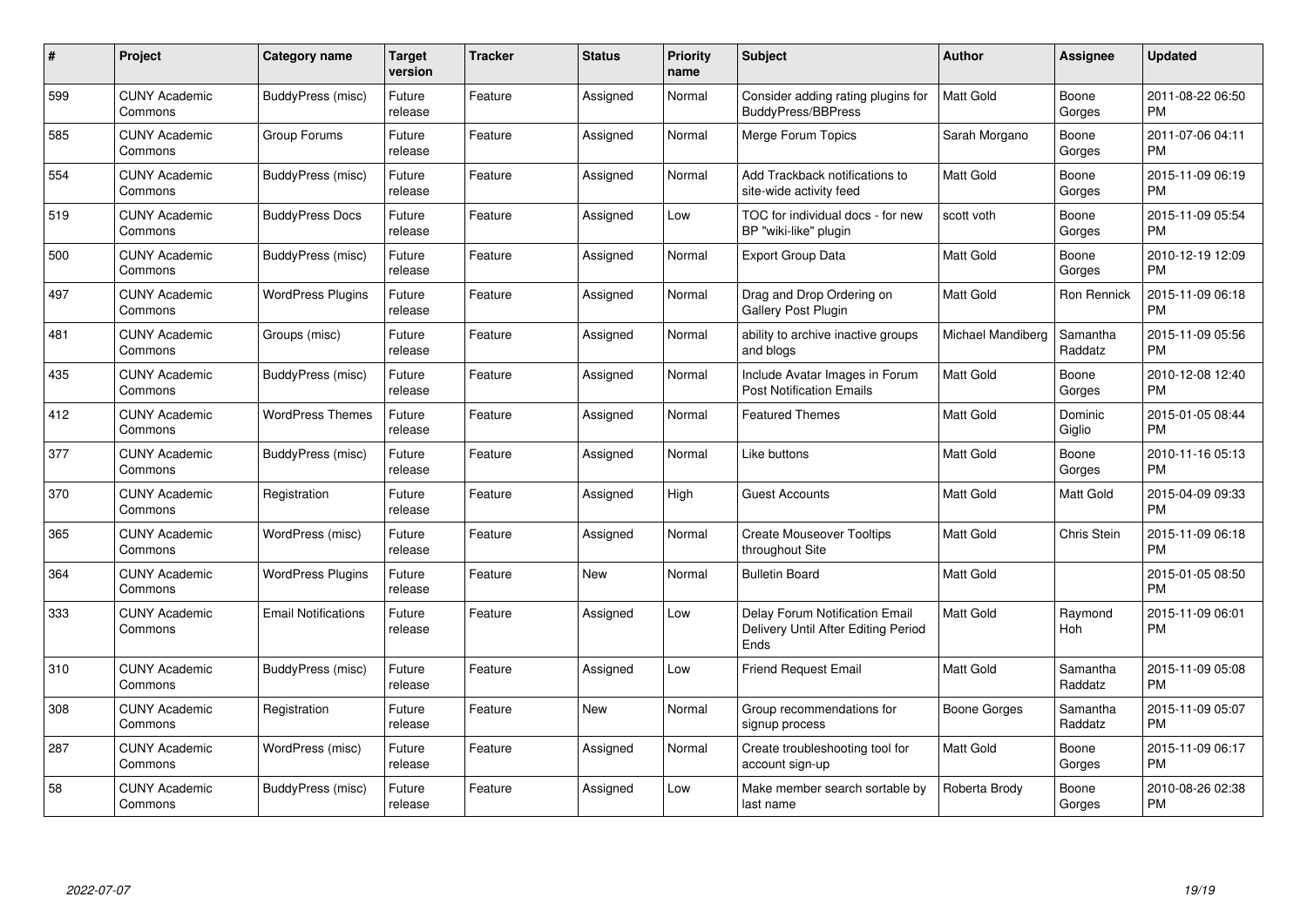| # | Project | Category name | Target version | Tracker | Status | Priority name | Subject | Author | Assignee | Updated |
|---|---|---|---|---|---|---|---|---|---|---|
| 599 | CUNY Academic Commons | BuddyPress (misc) | Future release | Feature | Assigned | Normal | Consider adding rating plugins for BuddyPress/BBPress | Matt Gold | Boone Gorges | 2011-08-22 06:50 PM |
| 585 | CUNY Academic Commons | Group Forums | Future release | Feature | Assigned | Normal | Merge Forum Topics | Sarah Morgano | Boone Gorges | 2011-07-06 04:11 PM |
| 554 | CUNY Academic Commons | BuddyPress (misc) | Future release | Feature | Assigned | Normal | Add Trackback notifications to site-wide activity feed | Matt Gold | Boone Gorges | 2015-11-09 06:19 PM |
| 519 | CUNY Academic Commons | BuddyPress Docs | Future release | Feature | Assigned | Low | TOC for individual docs - for new BP "wiki-like" plugin | scott voth | Boone Gorges | 2015-11-09 05:54 PM |
| 500 | CUNY Academic Commons | BuddyPress (misc) | Future release | Feature | Assigned | Normal | Export Group Data | Matt Gold | Boone Gorges | 2010-12-19 12:09 PM |
| 497 | CUNY Academic Commons | WordPress Plugins | Future release | Feature | Assigned | Normal | Drag and Drop Ordering on Gallery Post Plugin | Matt Gold | Ron Rennick | 2015-11-09 06:18 PM |
| 481 | CUNY Academic Commons | Groups (misc) | Future release | Feature | Assigned | Normal | ability to archive inactive groups and blogs | Michael Mandiberg | Samantha Raddatz | 2015-11-09 05:56 PM |
| 435 | CUNY Academic Commons | BuddyPress (misc) | Future release | Feature | Assigned | Normal | Include Avatar Images in Forum Post Notification Emails | Matt Gold | Boone Gorges | 2010-12-08 12:40 PM |
| 412 | CUNY Academic Commons | WordPress Themes | Future release | Feature | Assigned | Normal | Featured Themes | Matt Gold | Dominic Giglio | 2015-01-05 08:44 PM |
| 377 | CUNY Academic Commons | BuddyPress (misc) | Future release | Feature | Assigned | Normal | Like buttons | Matt Gold | Boone Gorges | 2010-11-16 05:13 PM |
| 370 | CUNY Academic Commons | Registration | Future release | Feature | Assigned | High | Guest Accounts | Matt Gold | Matt Gold | 2015-04-09 09:33 PM |
| 365 | CUNY Academic Commons | WordPress (misc) | Future release | Feature | Assigned | Normal | Create Mouseover Tooltips throughout Site | Matt Gold | Chris Stein | 2015-11-09 06:18 PM |
| 364 | CUNY Academic Commons | WordPress Plugins | Future release | Feature | New | Normal | Bulletin Board | Matt Gold | | 2015-01-05 08:50 PM |
| 333 | CUNY Academic Commons | Email Notifications | Future release | Feature | Assigned | Low | Delay Forum Notification Email Delivery Until After Editing Period Ends | Matt Gold | Raymond Hoh | 2015-11-09 06:01 PM |
| 310 | CUNY Academic Commons | BuddyPress (misc) | Future release | Feature | Assigned | Low | Friend Request Email | Matt Gold | Samantha Raddatz | 2015-11-09 05:08 PM |
| 308 | CUNY Academic Commons | Registration | Future release | Feature | New | Normal | Group recommendations for signup process | Boone Gorges | Samantha Raddatz | 2015-11-09 05:07 PM |
| 287 | CUNY Academic Commons | WordPress (misc) | Future release | Feature | Assigned | Normal | Create troubleshooting tool for account sign-up | Matt Gold | Boone Gorges | 2015-11-09 06:17 PM |
| 58 | CUNY Academic Commons | BuddyPress (misc) | Future release | Feature | Assigned | Low | Make member search sortable by last name | Roberta Brody | Boone Gorges | 2010-08-26 02:38 PM |